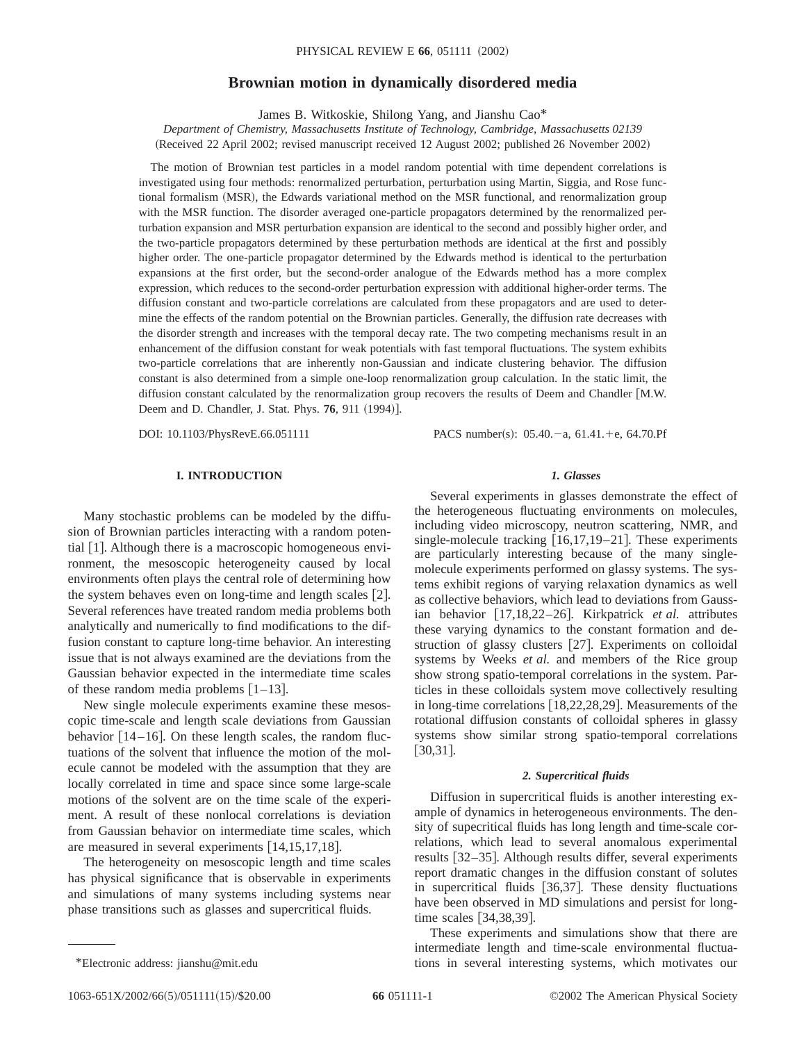# Brownian motion in dynamically disordered media

James B. Witkoskie, Shilong Yang, and Jianshu Cao*

*Department of Chemistry, Massachusetts Institute of Technology, Cambridge, Massachusetts 02139*

(Received 22 April 2002; revised manuscript received 12 August 2002; published 26 November 2002)

The motion of Brownian test particles in a model random potential with time dependent correlations is investigated using four methods: renormalized perturbation, perturbation using Martin, Siggia, and Rose functional formalism (MSR), the Edwards variational method on the MSR functional, and renormalization group with the MSR function. The disorder averaged one-particle propagators determined by the renormalized perturbation expansion and MSR perturbation expansion are identical to the second and possibly higher order, and the two-particle propagators determined by these perturbation methods are identical at the first and possibly higher order. The one-particle propagator determined by the Edwards method is identical to the perturbation expansions at the first order, but the second-order analogue of the Edwards method has a more complex expression, which reduces to the second-order perturbation expression with additional higher-order terms. The diffusion constant and two-particle correlations are calculated from these propagators and are used to determine the effects of the random potential on the Brownian particles. Generally, the diffusion rate decreases with the disorder strength and increases with the temporal decay rate. The two competing mechanisms result in an enhancement of the diffusion constant for weak potentials with fast temporal fluctuations. The system exhibits two-particle correlations that are inherently non-Gaussian and indicate clustering behavior. The diffusion constant is also determined from a simple one-loop renormalization group calculation. In the static limit, the diffusion constant calculated by the renormalization group recovers the results of Deem and Chandler [M.W. Deem and D. Chandler, J. Stat. Phys. **76**, 911 (1994)].

DOI: 10.1103/PhysRevE.66.051111 PACS number(s): 05.40.−a, 61.41.+e, 64.70.Pf

## I. INTRODUCTION

Many stochastic problems can be modeled by the diffusion of Brownian particles interacting with a random potential [1]. Although there is a macroscopic homogeneous environment, the mesoscopic heterogeneity caused by local environments often plays the central role of determining how the system behaves even on long-time and length scales [2]. Several references have treated random media problems both analytically and numerically to find modifications to the diffusion constant to capture long-time behavior. An interesting issue that is not always examined are the deviations from the Gaussian behavior expected in the intermediate time scales of these random media problems [1–13].

New single molecule experiments examine these mesoscopic time-scale and length scale deviations from Gaussian behavior [14–16]. On these length scales, the random fluctuations of the solvent that influence the motion of the molecule cannot be modeled with the assumption that they are locally correlated in time and space since some large-scale motions of the solvent are on the time scale of the experiment. A result of these nonlocal correlations is deviation from Gaussian behavior on intermediate time scales, which are measured in several experiments [14,15,17,18].

The heterogeneity on mesoscopic length and time scales has physical significance that is observable in experiments and simulations of many systems including systems near phase transitions such as glasses and supercritical fluids.

#### *1. Glasses*

Several experiments in glasses demonstrate the effect of the heterogeneous fluctuating environments on molecules, including video microscopy, neutron scattering, NMR, and single-molecule tracking [16,17,19–21]. These experiments are particularly interesting because of the many single-molecule experiments performed on glassy systems. The systems exhibit regions of varying relaxation dynamics as well as collective behaviors, which lead to deviations from Gaussian behavior [17,18,22–26]. Kirkpatrick *et al.* attributes these varying dynamics to the constant formation and destruction of glassy clusters [27]. Experiments on colloidal systems by Weeks *et al.* and members of the Rice group show strong spatio-temporal correlations in the system. Particles in these colloidals system move collectively resulting in long-time correlations [18,22,28,29]. Measurements of the rotational diffusion constants of colloidal spheres in glassy systems show similar strong spatio-temporal correlations [30,31].

#### *2. Supercritical fluids*

Diffusion in supercritical fluids is another interesting example of dynamics in heterogeneous environments. The density of supecritical fluids has long length and time-scale correlations, which lead to several anomalous experimental results [32–35]. Although results differ, several experiments report dramatic changes in the diffusion constant of solutes in supercritical fluids [36,37]. These density fluctuations have been observed in MD simulations and persist for long-time scales [34,38,39].

These experiments and simulations show that there are intermediate length and time-scale environmental fluctuations in several interesting systems, which motivates our

*Electronic address: jianshu@mit.edu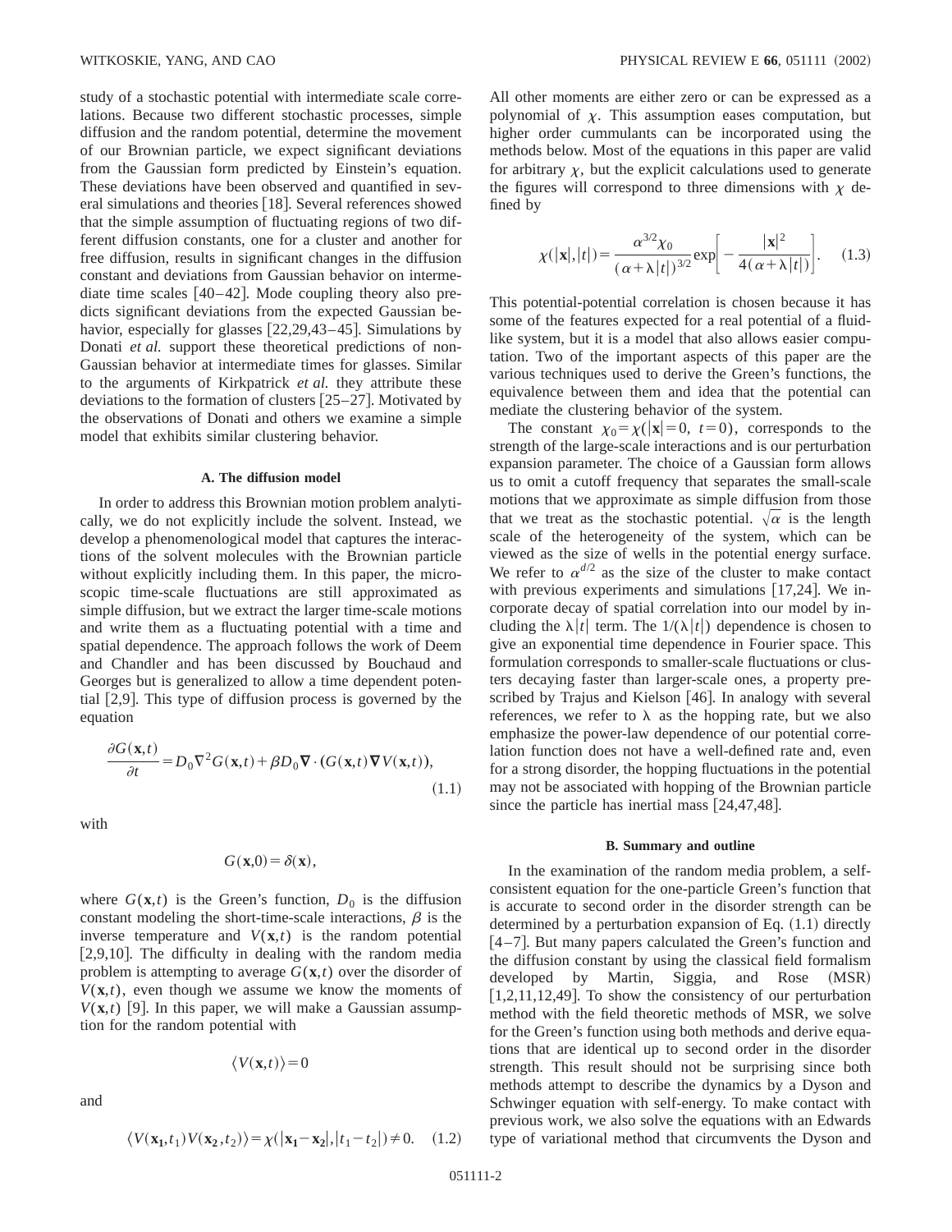study of a stochastic potential with intermediate scale correlations. Because two different stochastic processes, simple diffusion and the random potential, determine the movement of our Brownian particle, we expect significant deviations from the Gaussian form predicted by Einstein's equation. These deviations have been observed and quantified in several simulations and theories [18]. Several references showed that the simple assumption of fluctuating regions of two different diffusion constants, one for a cluster and another for free diffusion, results in significant changes in the diffusion constant and deviations from Gaussian behavior on intermediate time scales [40–42]. Mode coupling theory also predicts significant deviations from the expected Gaussian behavior, especially for glasses [22,29,43–45]. Simulations by Donati *et al.* support these theoretical predictions of non-Gaussian behavior at intermediate times for glasses. Similar to the arguments of Kirkpatrick *et al.* they attribute these deviations to the formation of clusters [25–27]. Motivated by the observations of Donati and others we examine a simple model that exhibits similar clustering behavior.

### A. The diffusion model

In order to address this Brownian motion problem analytically, we do not explicitly include the solvent. Instead, we develop a phenomenological model that captures the interactions of the solvent molecules with the Brownian particle without explicitly including them. In this paper, the microscopic time-scale fluctuations are still approximated as simple diffusion, but we extract the larger time-scale motions and write them as a fluctuating potential with a time and spatial dependence. The approach follows the work of Deem and Chandler and has been discussed by Bouchaud and Georges but is generalized to allow a time dependent potential [2,9]. This type of diffusion process is governed by the equation

$$\frac{\partial G(\mathbf{x},t)}{\partial t} = D_0 \nabla^2 G(\mathbf{x},t) + \beta D_0 \boldsymbol{\nabla}\cdot(G(\mathbf{x},t)\boldsymbol{\nabla} V(\mathbf{x},t)), \tag{1.1}$$

with

$$G(\mathbf{x},0) = \delta(\mathbf{x}),$$

where $G(\mathbf{x},t)$ is the Green's function, $D_0$ is the diffusion constant modeling the short-time-scale interactions, $\beta$ is the inverse temperature and $V(\mathbf{x},t)$ is the random potential [2,9,10]. The difficulty in dealing with the random media problem is attempting to average $G(\mathbf{x},t)$ over the disorder of $V(\mathbf{x},t)$, even though we assume we know the moments of $V(\mathbf{x},t)$ [9]. In this paper, we will make a Gaussian assumption for the random potential with

$$\langle V(\mathbf{x},t)\rangle = 0$$

and

$$\langle V(\mathbf{x_1},t_1)V(\mathbf{x_2},t_2)\rangle = \chi(|\mathbf{x_1}-\mathbf{x_2}|,|t_1-t_2|) \neq 0. \tag{1.2}$$

All other moments are either zero or can be expressed as a polynomial of $\chi$. This assumption eases computation, but higher order cummulants can be incorporated using the methods below. Most of the equations in this paper are valid for arbitrary $\chi$, but the explicit calculations used to generate the figures will correspond to three dimensions with $\chi$ defined by

$$\chi(|\mathbf{x}|,|t|) = \frac{\alpha^{3/2}\chi_0}{(\alpha+\lambda|t|)^{3/2}} \exp\left[-\frac{|\mathbf{x}|^2}{4(\alpha+\lambda|t|)}\right]. \tag{1.3}$$

This potential-potential correlation is chosen because it has some of the features expected for a real potential of a fluid-like system, but it is a model that also allows easier computation. Two of the important aspects of this paper are the various techniques used to derive the Green's functions, the equivalence between them and idea that the potential can mediate the clustering behavior of the system.

The constant $\chi_0 = \chi(|\mathbf{x}|=0,\ t=0)$, corresponds to the strength of the large-scale interactions and is our perturbation expansion parameter. The choice of a Gaussian form allows us to omit a cutoff frequency that separates the small-scale motions that we approximate as simple diffusion from those that we treat as the stochastic potential. $\sqrt{\alpha}$ is the length scale of the heterogeneity of the system, which can be viewed as the size of wells in the potential energy surface. We refer to $\alpha^{d/2}$ as the size of the cluster to make contact with previous experiments and simulations [17,24]. We incorporate decay of spatial correlation into our model by including the $\lambda|t|$ term. The $1/(\lambda|t|)$ dependence is chosen to give an exponential time dependence in Fourier space. This formulation corresponds to smaller-scale fluctuations or clusters decaying faster than larger-scale ones, a property prescribed by Trajus and Kielson [46]. In analogy with several references, we refer to $\lambda$ as the hopping rate, but we also emphasize the power-law dependence of our potential correlation function does not have a well-defined rate and, even for a strong disorder, the hopping fluctuations in the potential may not be associated with hopping of the Brownian particle since the particle has inertial mass [24,47,48].

### B. Summary and outline

In the examination of the random media problem, a self-consistent equation for the one-particle Green's function that is accurate to second order in the disorder strength can be determined by a perturbation expansion of Eq. (1.1) directly [4–7]. But many papers calculated the Green's function and the diffusion constant by using the classical field formalism developed by Martin, Siggia, and Rose (MSR) [1,2,11,12,49]. To show the consistency of our perturbation method with the field theoretic methods of MSR, we solve for the Green's function using both methods and derive equations that are identical up to second order in the disorder strength. This result should not be surprising since both methods attempt to describe the dynamics by a Dyson and Schwinger equation with self-energy. To make contact with previous work, we also solve the equations with an Edwards type of variational method that circumvents the Dyson and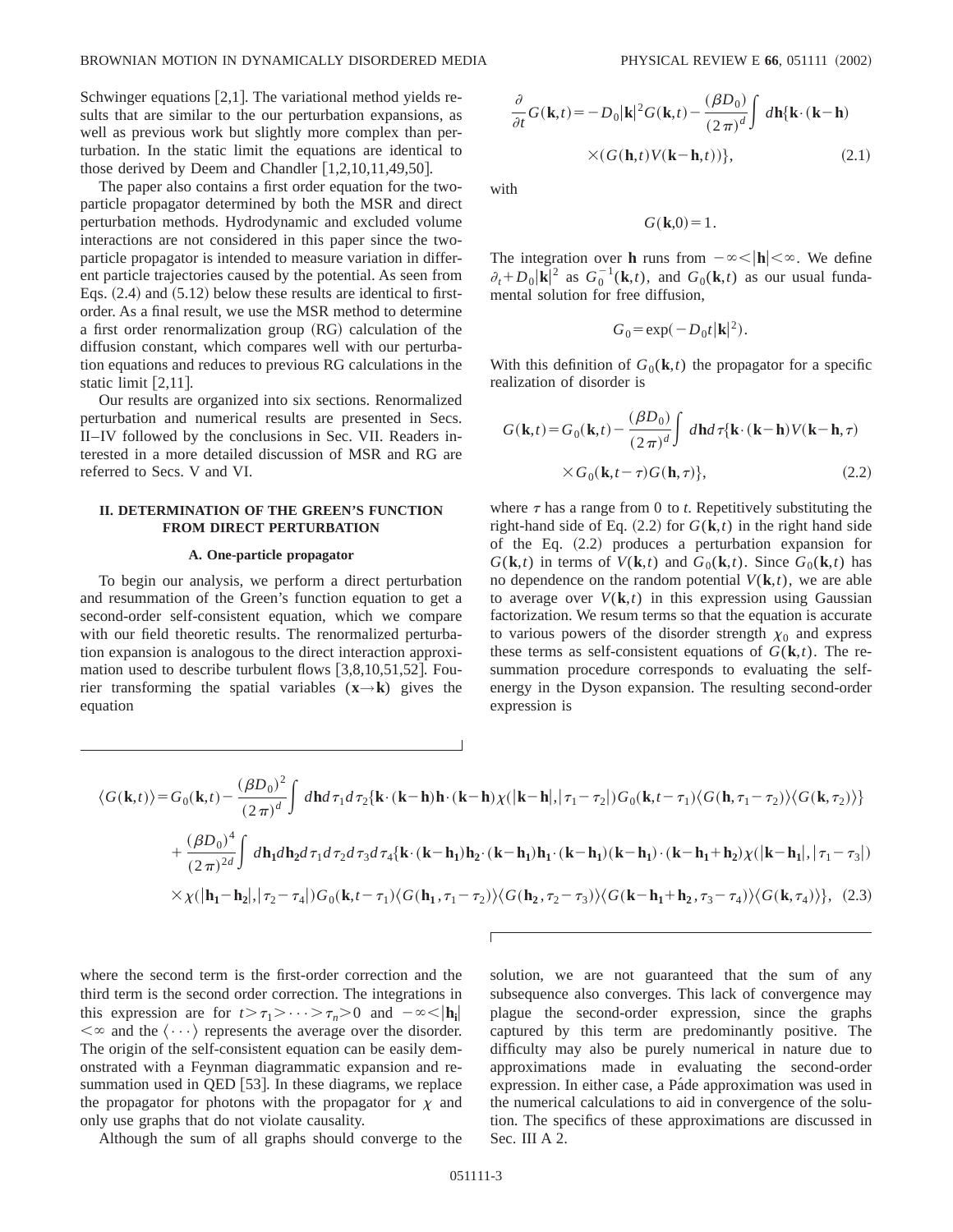Schwinger equations [2,1]. The variational method yields results that are similar to the our perturbation expansions, as well as previous work but slightly more complex than perturbation. In the static limit the equations are identical to those derived by Deem and Chandler [1,2,10,11,49,50].

The paper also contains a first order equation for the two-particle propagator determined by both the MSR and direct perturbation methods. Hydrodynamic and excluded volume interactions are not considered in this paper since the two-particle propagator is intended to measure variation in different particle trajectories caused by the potential. As seen from Eqs. (2.4) and (5.12) below these results are identical to first-order. As a final result, we use the MSR method to determine a first order renormalization group (RG) calculation of the diffusion constant, which compares well with our perturbation equations and reduces to previous RG calculations in the static limit [2,11].

Our results are organized into six sections. Renormalized perturbation and numerical results are presented in Secs. II–IV followed by the conclusions in Sec. VII. Readers interested in a more detailed discussion of MSR and RG are referred to Secs. V and VI.

## II. DETERMINATION OF THE GREEN'S FUNCTION FROM DIRECT PERTURBATION

### A. One-particle propagator

To begin our analysis, we perform a direct perturbation and resummation of the Green's function equation to get a second-order self-consistent equation, which we compare with our field theoretic results. The renormalized perturbation expansion is analogous to the direct interaction approximation used to describe turbulent flows [3,8,10,51,52]. Fourier transforming the spatial variables ($\mathbf{x}\to\mathbf{k}$) gives the equation

$$\frac{\partial}{\partial t}G(\mathbf{k},t)=-D_0|\mathbf{k}|^2G(\mathbf{k},t)-\frac{(\beta D_0)}{(2\pi)^d}\int d\mathbf{h}\{\mathbf{k}\cdot(\mathbf{k}-\mathbf{h})\times(G(\mathbf{h},t)V(\mathbf{k}-\mathbf{h},t))\},\tag{2.1}$$

with

$$G(\mathbf{k},0)=1.$$

The integration over $\mathbf{h}$ runs from $-\infty<|\mathbf{h}|<\infty$. We define $\partial_t+D_0|\mathbf{k}|^2$ as $G_0^{-1}(\mathbf{k},t)$, and $G_0(\mathbf{k},t)$ as our usual fundamental solution for free diffusion,

$$G_0=\exp(-D_0t|\mathbf{k}|^2).$$

With this definition of $G_0(\mathbf{k},t)$ the propagator for a specific realization of disorder is

$$G(\mathbf{k},t)=G_0(\mathbf{k},t)-\frac{(\beta D_0)}{(2\pi)^d}\int d\mathbf{h}d\tau\{\mathbf{k}\cdot(\mathbf{k}-\mathbf{h})V(\mathbf{k}-\mathbf{h},\tau)\times G_0(\mathbf{k},t-\tau)G(\mathbf{h},\tau)\},\tag{2.2}$$

where $\tau$ has a range from 0 to $t$. Repetitively substituting the right-hand side of Eq. (2.2) for $G(\mathbf{k},t)$ in the right hand side of the Eq. (2.2) produces a perturbation expansion for $G(\mathbf{k},t)$ in terms of $V(\mathbf{k},t)$ and $G_0(\mathbf{k},t)$. Since $G_0(\mathbf{k},t)$ has no dependence on the random potential $V(\mathbf{k},t)$, we are able to average over $V(\mathbf{k},t)$ in this expression using Gaussian factorization. We resum terms so that the equation is accurate to various powers of the disorder strength $\chi_0$ and express these terms as self-consistent equations of $G(\mathbf{k},t)$. The resummation procedure corresponds to evaluating the self-energy in the Dyson expansion. The resulting second-order expression is

$$\begin{aligned}\langle G(\mathbf{k},t)\rangle=&G_0(\mathbf{k},t)-\frac{(\beta D_0)^2}{(2\pi)^d}\int d\mathbf{h}d\tau_1d\tau_2\{\mathbf{k}\cdot(\mathbf{k}-\mathbf{h})\mathbf{h}\cdot(\mathbf{k}-\mathbf{h})\chi(|\mathbf{k}-\mathbf{h}|,|\tau_1-\tau_2|)G_0(\mathbf{k},t-\tau_1)\langle G(\mathbf{h},\tau_1-\tau_2)\rangle\langle G(\mathbf{k},\tau_2)\rangle\}\\&+\frac{(\beta D_0)^4}{(2\pi)^{2d}}\int d\mathbf{h_1}d\mathbf{h_2}d\tau_1d\tau_2d\tau_3d\tau_4\{\mathbf{k}\cdot(\mathbf{k}-\mathbf{h_1})\mathbf{h_2}\cdot(\mathbf{k}-\mathbf{h_1})\mathbf{h_1}\cdot(\mathbf{k}-\mathbf{h_1})(\mathbf{k}-\mathbf{h_1})\cdot(\mathbf{k}-\mathbf{h_1}+\mathbf{h_2})\chi(|\mathbf{k}-\mathbf{h_1}|,|\tau_1-\tau_3|)\\&\times\chi(|\mathbf{h_1}-\mathbf{h_2}|,|\tau_2-\tau_4|)G_0(\mathbf{k},t-\tau_1)\langle G(\mathbf{h_1},\tau_1-\tau_2)\rangle\langle G(\mathbf{h_2},\tau_2-\tau_3)\rangle\langle G(\mathbf{k}-\mathbf{h_1}+\mathbf{h_2},\tau_3-\tau_4)\rangle\langle G(\mathbf{k},\tau_4)\rangle\},\end{aligned}\tag{2.3}$$

where the second term is the first-order correction and the third term is the second order correction. The integrations in this expression are for $t>\tau_1>\cdots>\tau_n>0$ and $-\infty<|\mathbf{h_i}|<\infty$ and the $\langle\cdots\rangle$ represents the average over the disorder. The origin of the self-consistent equation can be easily demonstrated with a Feynman diagrammatic expansion and resummation used in QED [53]. In these diagrams, we replace the propagator for photons with the propagator for $\chi$ and only use graphs that do not violate causality.

Although the sum of all graphs should converge to the solution, we are not guaranteed that the sum of any subsequence also converges. This lack of convergence may plague the second-order expression, since the graphs captured by this term are predominantly positive. The difficulty may also be purely numerical in nature due to approximations made in evaluating the second-order expression. In either case, a Páde approximation was used in the numerical calculations to aid in convergence of the solution. The specifics of these approximations are discussed in Sec. III A 2.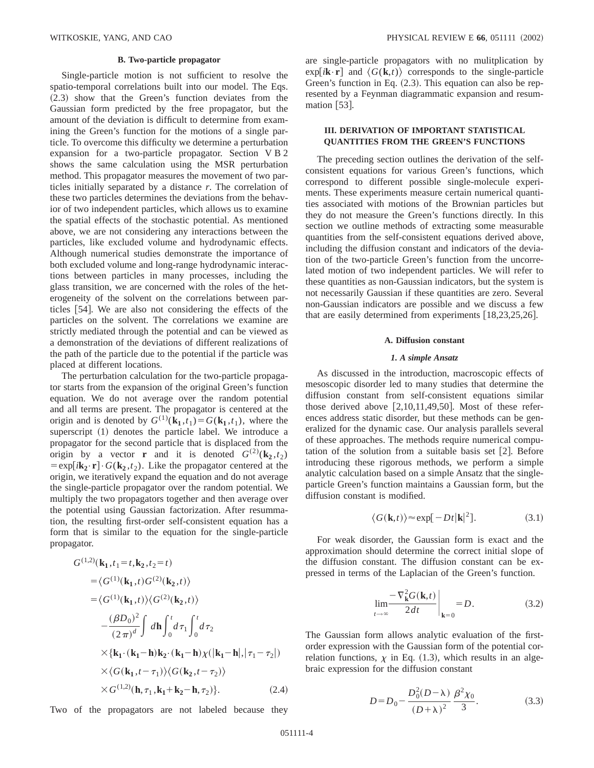### B. Two-particle propagator

Single-particle motion is not sufficient to resolve the spatio-temporal correlations built into our model. The Eqs. (2.3) show that the Green's function deviates from the Gaussian form predicted by the free propagator, but the amount of the deviation is difficult to determine from examining the Green's function for the motions of a single particle. To overcome this difficulty we determine a perturbation expansion for a two-particle propagator. Section V B 2 shows the same calculation using the MSR perturbation method. This propagator measures the movement of two particles initially separated by a distance $r$. The correlation of these two particles determines the deviations from the behavior of two independent particles, which allows us to examine the spatial effects of the stochastic potential. As mentioned above, we are not considering any interactions between the particles, like excluded volume and hydrodynamic effects. Although numerical studies demonstrate the importance of both excluded volume and long-range hydrodynamic interactions between particles in many processes, including the glass transition, we are concerned with the roles of the heterogeneity of the solvent on the correlations between particles [54]. We are also not considering the effects of the particles on the solvent. The correlations we examine are strictly mediated through the potential and can be viewed as a demonstration of the deviations of different realizations of the path of the particle due to the potential if the particle was placed at different locations.

The perturbation calculation for the two-particle propagator starts from the expansion of the original Green's function equation. We do not average over the random potential and all terms are present. The propagator is centered at the origin and is denoted by $G^{(1)}(\mathbf{k_1},t_1)=G(\mathbf{k_1},t_1)$, where the superscript (1) denotes the particle label. We introduce a propagator for the second particle that is displaced from the origin by a vector $\mathbf{r}$ and it is denoted $G^{(2)}(\mathbf{k_2},t_2)=\exp[i\mathbf{k_2}\cdot\mathbf{r}]\cdot G(\mathbf{k_2},t_2)$. Like the propagator centered at the origin, we iteratively expand the equation and do not average the single-particle propagator over the random potential. We multiply the two propagators together and then average over the potential using Gaussian factorization. After resummation, the resulting first-order self-consistent equation has a form that is similar to the equation for the single-particle propagator.

$$
\begin{aligned}
G^{(1,2)}(\mathbf{k_1},t_1=t,\mathbf{k_2},t_2=t)
&=\langle G^{(1)}(\mathbf{k_1},t)G^{(2)}(\mathbf{k_2},t)\rangle\\
&=\langle G^{(1)}(\mathbf{k_1},t)\rangle\langle G^{(2)}(\mathbf{k_2},t)\rangle\\
&\quad-\frac{(\beta D_0)^2}{(2\pi)^d}\int d\mathbf{h}\int_0^t d\tau_1\int_0^t d\tau_2\\
&\quad\times\{\mathbf{k_1}\cdot(\mathbf{k_1}-\mathbf{h})\mathbf{k_2}\cdot(\mathbf{k_1}-\mathbf{h})\chi(|\mathbf{k_1}-\mathbf{h}|,|\tau_1-\tau_2|)\\
&\quad\times\langle G(\mathbf{k_1},t-\tau_1)\rangle\langle G(\mathbf{k_2},t-\tau_2)\rangle\\
&\quad\times G^{(1,2)}(\mathbf{h},\tau_1,\mathbf{k_1}+\mathbf{k_2}-\mathbf{h},\tau_2)\}.
\end{aligned}
\tag{2.4}
$$

Two of the propagators are not labeled because they are single-particle propagators with no mulitplication by $\exp[i\mathbf{k}\cdot\mathbf{r}]$ and $\langle G(\mathbf{k},t)\rangle$ corresponds to the single-particle Green's function in Eq. (2.3). This equation can also be represented by a Feynman diagrammatic expansion and resummation [53].

## III. DERIVATION OF IMPORTANT STATISTICAL QUANTITIES FROM THE GREEN'S FUNCTIONS

The preceding section outlines the derivation of the self-consistent equations for various Green's functions, which correspond to different possible single-molecule experiments. These experiments measure certain numerical quantities associated with motions of the Brownian particles but they do not measure the Green's functions directly. In this section we outline methods of extracting some measurable quantities from the self-consistent equations derived above, including the diffusion constant and indicators of the deviation of the two-particle Green's function from the uncorrelated motion of two independent particles. We will refer to these quantities as non-Gaussian indicators, but the system is not necessarily Gaussian if these quantities are zero. Several non-Gaussian indicators are possible and we discuss a few that are easily determined from experiments [18,23,25,26].

### A. Diffusion constant

#### *1. A simple Ansatz*

As discussed in the introduction, macroscopic effects of mesoscopic disorder led to many studies that determine the diffusion constant from self-consistent equations similar those derived above [2,10,11,49,50]. Most of these references address static disorder, but these methods can be generalized for the dynamic case. Our analysis parallels several of these approaches. The methods require numerical computation of the solution from a suitable basis set [2]. Before introducing these rigorous methods, we perform a simple analytic calculation based on a simple Ansatz that the single-particle Green's function maintains a Gaussian form, but the diffusion constant is modified.

$$
\langle G(\mathbf{k},t)\rangle\approx\exp[-Dt|\mathbf{k}|^2]. \tag{3.1}
$$

For weak disorder, the Gaussian form is exact and the approximation should determine the correct initial slope of the diffusion constant. The diffusion constant can be expressed in terms of the Laplacian of the Green's function.

$$
\lim_{t\to\infty}\left.\frac{-\nabla^2_{\mathbf{k}}G(\mathbf{k},t)}{2dt}\right|_{\mathbf{k}=0}=D. \tag{3.2}
$$

The Gaussian form allows analytic evaluation of the first-order expression with the Gaussian form of the potential correlation functions, $\chi$ in Eq. (1.3), which results in an algebraic expression for the diffusion constant

$$
D=D_0-\frac{D_0^2(D-\lambda)}{(D+\lambda)^2}\,\frac{\beta^2\chi_0}{3}. \tag{3.3}
$$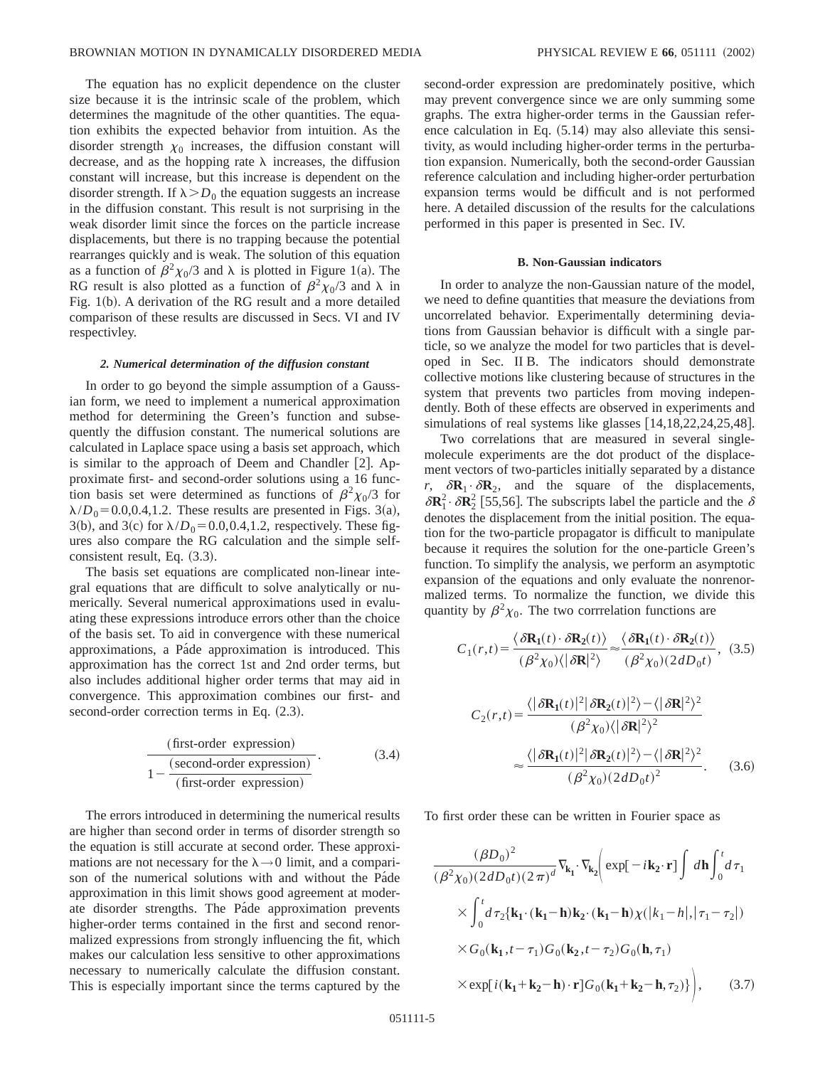The equation has no explicit dependence on the cluster size because it is the intrinsic scale of the problem, which determines the magnitude of the other quantities. The equation exhibits the expected behavior from intuition. As the disorder strength $\chi_0$ increases, the diffusion constant will decrease, and as the hopping rate $\lambda$ increases, the diffusion constant will increase, but this increase is dependent on the disorder strength. If $\lambda > D_0$ the equation suggests an increase in the diffusion constant. This result is not surprising in the weak disorder limit since the forces on the particle increase displacements, but there is no trapping because the potential rearranges quickly and is weak. The solution of this equation as a function of $\beta^2\chi_0/3$ and $\lambda$ is plotted in Figure 1(a). The RG result is also plotted as a function of $\beta^2\chi_0/3$ and $\lambda$ in Fig. 1(b). A derivation of the RG result and a more detailed comparison of these results are discussed in Secs. VI and IV respectivley.

#### 2. Numerical determination of the diffusion constant

In order to go beyond the simple assumption of a Gaussian form, we need to implement a numerical approximation method for determining the Green's function and subsequently the diffusion constant. The numerical solutions are calculated in Laplace space using a basis set approach, which is similar to the approach of Deem and Chandler [2]. Approximate first- and second-order solutions using a 16 function basis set were determined as functions of $\beta^2\chi_0/3$ for $\lambda/D_0 = 0.0, 0.4, 1.2$. These results are presented in Figs. 3(a), 3(b), and 3(c) for $\lambda/D_0 = 0.0, 0.4, 1.2$, respectively. These figures also compare the RG calculation and the simple self-consistent result, Eq. (3.3).

The basis set equations are complicated non-linear integral equations that are difficult to solve analytically or numerically. Several numerical approximations used in evaluating these expressions introduce errors other than the choice of the basis set. To aid in convergence with these numerical approximations, a Páde approximation is introduced. This approximation has the correct 1st and 2nd order terms, but also includes additional higher order terms that may aid in convergence. This approximation combines our first- and second-order correction terms in Eq. (2.3).

$$\frac{(\text{first-order expression})}{1-\dfrac{(\text{second-order expression})}{(\text{first-order expression})}}. \tag{3.4}$$

The errors introduced in determining the numerical results are higher than second order in terms of disorder strength so the equation is still accurate at second order. These approximations are not necessary for the $\lambda \to 0$ limit, and a comparison of the numerical solutions with and without the Páde approximation in this limit shows good agreement at moderate disorder strengths. The Páde approximation prevents higher-order terms contained in the first and second renormalized expressions from strongly influencing the fit, which makes our calculation less sensitive to other approximations necessary to numerically calculate the diffusion constant. This is especially important since the terms captured by the second-order expression are predominately positive, which may prevent convergence since we are only summing some graphs. The extra higher-order terms in the Gaussian reference calculation in Eq. (5.14) may also alleviate this sensitivity, as would including higher-order terms in the perturbation expansion. Numerically, both the second-order Gaussian reference calculation and including higher-order perturbation expansion terms would be difficult and is not performed here. A detailed discussion of the results for the calculations performed in this paper is presented in Sec. IV.

### B. Non-Gaussian indicators

In order to analyze the non-Gaussian nature of the model, we need to define quantities that measure the deviations from uncorrelated behavior. Experimentally determining deviations from Gaussian behavior is difficult with a single particle, so we analyze the model for two particles that is developed in Sec. II B. The indicators should demonstrate collective motions like clustering because of structures in the system that prevents two particles from moving independently. Both of these effects are observed in experiments and simulations of real systems like glasses [14,18,22,24,25,48].

Two correlations that are measured in several single-molecule experiments are the dot product of the displacement vectors of two-particles initially separated by a distance $r$, $\delta\mathbf{R}_1 \cdot \delta\mathbf{R}_2$, and the square of the displacements, $\delta\mathbf{R}_1^2 \cdot \delta\mathbf{R}_2^2$ [55,56]. The subscripts label the particle and the $\delta$ denotes the displacement from the initial position. The equation for the two-particle propagator is difficult to manipulate because it requires the solution for the one-particle Green's function. To simplify the analysis, we perform an asymptotic expansion of the equations and only evaluate the nonrenormalized terms. To normalize the function, we divide this quantity by $\beta^2\chi_0$. The two corrrelation functions are

$$C_1(r,t) = \frac{\langle \delta\mathbf{R_1}(t)\cdot\delta\mathbf{R_2}(t)\rangle}{(\beta^2\chi_0)\langle|\delta\mathbf{R}|^2\rangle} \approx \frac{\langle \delta\mathbf{R_1}(t)\cdot\delta\mathbf{R_2}(t)\rangle}{(\beta^2\chi_0)(2dD_0 t)}, \tag{3.5}$$

$$\begin{aligned} C_2(r,t) &= \frac{\langle|\delta\mathbf{R_1}(t)|^2|\delta\mathbf{R_2}(t)|^2\rangle - \langle|\delta\mathbf{R}|^2\rangle^2}{(\beta^2\chi_0)\langle|\delta\mathbf{R}|^2\rangle^2} \\ &\approx \frac{\langle|\delta\mathbf{R_1}(t)|^2|\delta\mathbf{R_2}(t)|^2\rangle - \langle|\delta\mathbf{R}|^2\rangle^2}{(\beta^2\chi_0)(2dD_0 t)^2}. \end{aligned} \tag{3.6}$$

To first order these can be written in Fourier space as

$$\begin{aligned} &\frac{(\beta D_0)^2}{(\beta^2\chi_0)(2dD_0 t)(2\pi)^d}\nabla_{\mathbf{k_1}}\cdot\nabla_{\mathbf{k_2}}\Bigg(\exp[-i\mathbf{k_2}\cdot\mathbf{r}]\int d\mathbf{h}\int_0^t d\tau_1 \\ &\quad\times\int_0^t d\tau_2\{\mathbf{k_1}\cdot(\mathbf{k_1}-\mathbf{h})\mathbf{k_2}\cdot(\mathbf{k_1}-\mathbf{h})\chi(|k_1-h|,|\tau_1-\tau_2|) \\ &\quad\times G_0(\mathbf{k_1},t-\tau_1)G_0(\mathbf{k_2},t-\tau_2)G_0(\mathbf{h},\tau_1) \\ &\quad\times\exp[i(\mathbf{k_1}+\mathbf{k_2}-\mathbf{h})\cdot\mathbf{r}]G_0(\mathbf{k_1}+\mathbf{k_2}-\mathbf{h},\tau_2)\}\Bigg), \end{aligned} \tag{3.7}$$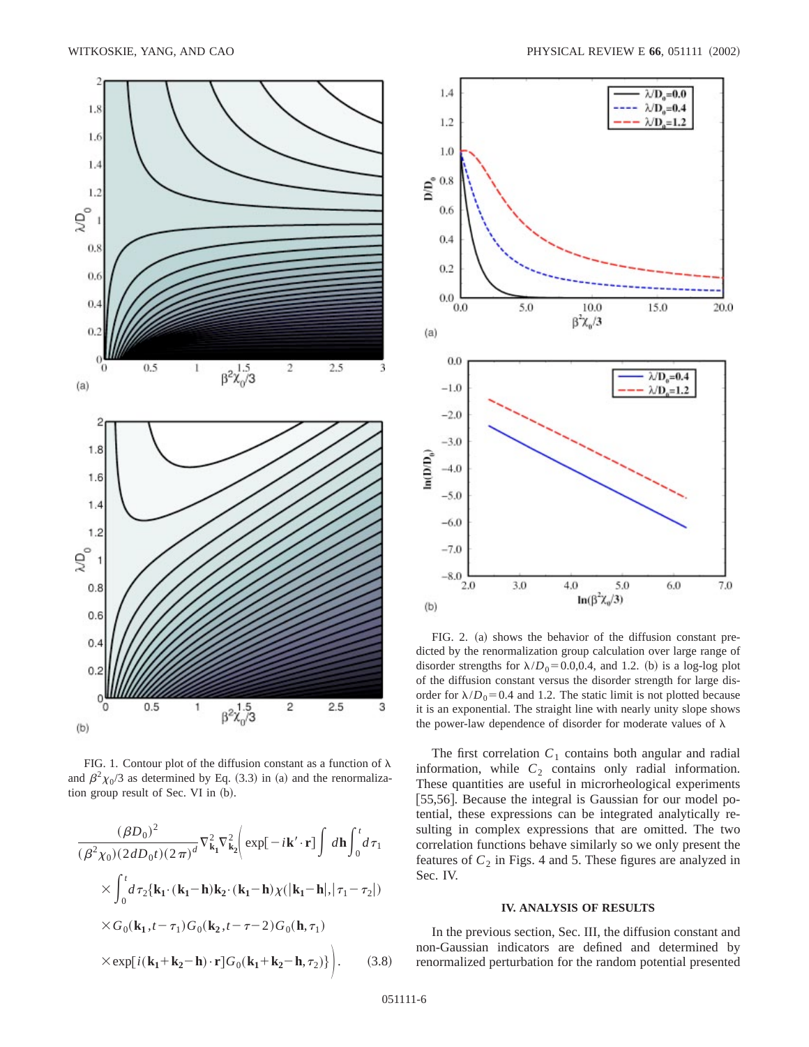FIG. 1. Contour plot of the diffusion constant as a function of $\lambda$ and $\beta^2\chi_0/3$ as determined by Eq. (3.3) in (a) and the renormalization group result of Sec. VI in (b).

$$
\frac{(\beta D_0)^2}{(\beta^2\chi_0)(2dD_0t)(2\pi)^d}\nabla^2_{\mathbf{k_1}}\nabla^2_{\mathbf{k_2}}\Bigg(\exp[-i\mathbf{k}'\cdot\mathbf{r}]\int d\mathbf{h}\int_0^t d\tau_1
$$

$$
\times\int_0^t d\tau_2\{\mathbf{k_1}\cdot(\mathbf{k_1}-\mathbf{h})\mathbf{k_2}\cdot(\mathbf{k_1}-\mathbf{h})\chi(|\mathbf{k_1}-\mathbf{h}|,|\tau_1-\tau_2|)
$$

$$
\times G_0(\mathbf{k_1},t-\tau_1)G_0(\mathbf{k_2},t-\tau-2)G_0(\mathbf{h},\tau_1)
$$

$$
\times\exp[i(\mathbf{k_1}+\mathbf{k_2}-\mathbf{h})\cdot\mathbf{r}]G_0(\mathbf{k_1}+\mathbf{k_2}-\mathbf{h},\tau_2)\}\Bigg). \qquad (3.8)
$$

FIG. 2. (a) shows the behavior of the diffusion constant predicted by the renormalization group calculation over large range of disorder strengths for $\lambda/D_0=0.0, 0.4$, and 1.2. (b) is a log-log plot of the diffusion constant versus the disorder strength for large disorder for $\lambda/D_0=0.4$ and 1.2. The static limit is not plotted because it is an exponential. The straight line with nearly unity slope shows the power-law dependence of disorder for moderate values of $\lambda$

The first correlation $C_1$ contains both angular and radial information, while $C_2$ contains only radial information. These quantities are useful in microrheological experiments [55,56]. Because the integral is Gaussian for our model potential, these expressions can be integrated analytically resulting in complex expressions that are omitted. The two correlation functions behave similarly so we only present the features of $C_2$ in Figs. 4 and 5. These figures are analyzed in Sec. IV.

## IV. ANALYSIS OF RESULTS

In the previous section, Sec. III, the diffusion constant and non-Gaussian indicators are defined and determined by renormalized perturbation for the random potential presented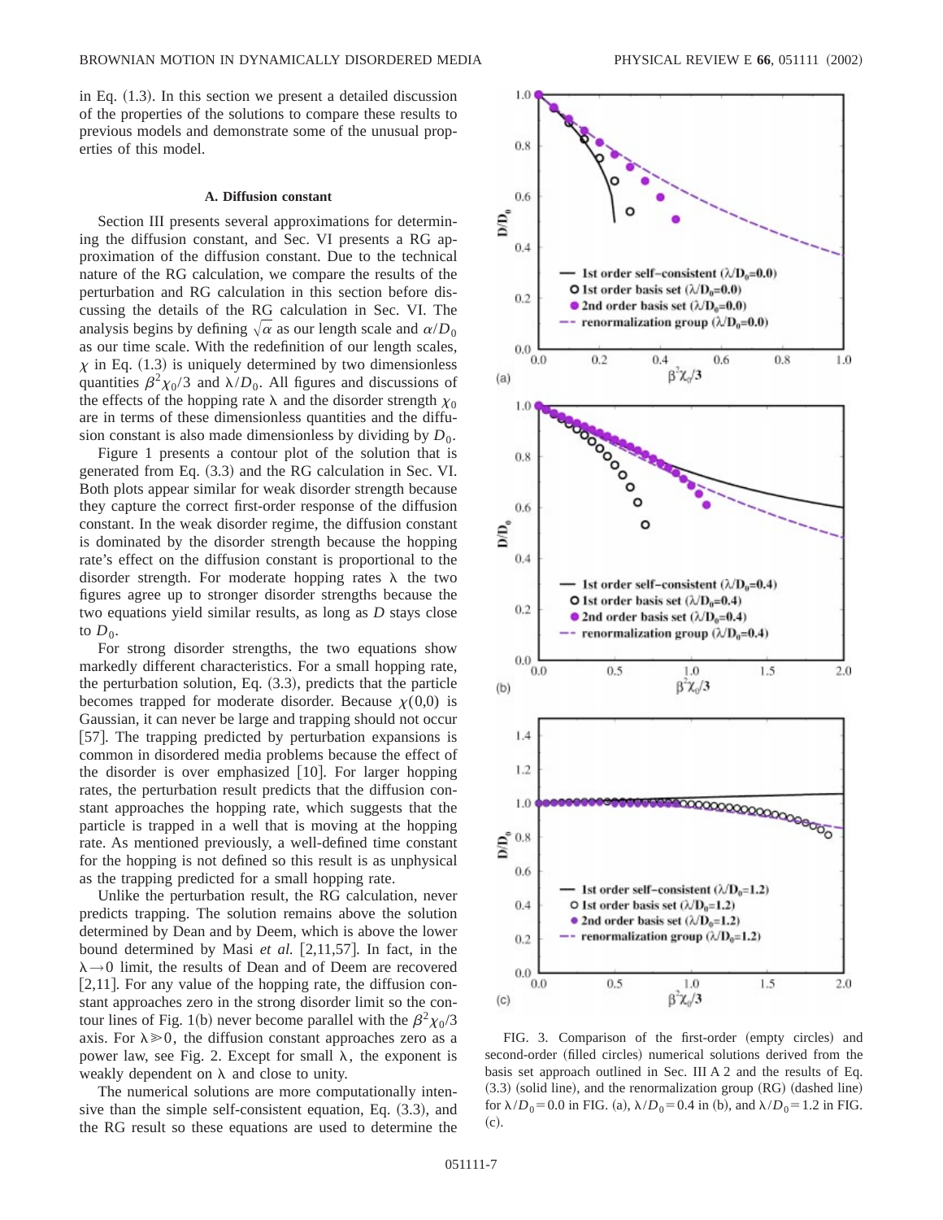in Eq. (1.3). In this section we present a detailed discussion of the properties of the solutions to compare these results to previous models and demonstrate some of the unusual properties of this model.

### A. Diffusion constant

Section III presents several approximations for determining the diffusion constant, and Sec. VI presents a RG approximation of the diffusion constant. Due to the technical nature of the RG calculation, we compare the results of the perturbation and RG calculation in this section before discussing the details of the RG calculation in Sec. VI. The analysis begins by defining $\sqrt{\alpha}$ as our length scale and $\alpha/D_0$ as our time scale. With the redefinition of our length scales, $\chi$ in Eq. (1.3) is uniquely determined by two dimensionless quantities $\beta^2\chi_0/3$ and $\lambda/D_0$. All figures and discussions of the effects of the hopping rate $\lambda$ and the disorder strength $\chi_0$ are in terms of these dimensionless quantities and the diffusion constant is also made dimensionless by dividing by $D_0$.

Figure 1 presents a contour plot of the solution that is generated from Eq. (3.3) and the RG calculation in Sec. VI. Both plots appear similar for weak disorder strength because they capture the correct first-order response of the diffusion constant. In the weak disorder regime, the diffusion constant is dominated by the disorder strength because the hopping rate's effect on the diffusion constant is proportional to the disorder strength. For moderate hopping rates $\lambda$ the two figures agree up to stronger disorder strengths because the two equations yield similar results, as long as $D$ stays close to $D_0$.

For strong disorder strengths, the two equations show markedly different characteristics. For a small hopping rate, the perturbation solution, Eq. (3.3), predicts that the particle becomes trapped for moderate disorder. Because $\chi(0,0)$ is Gaussian, it can never be large and trapping should not occur [57]. The trapping predicted by perturbation expansions is common in disordered media problems because the effect of the disorder is over emphasized [10]. For larger hopping rates, the perturbation result predicts that the diffusion constant approaches the hopping rate, which suggests that the particle is trapped in a well that is moving at the hopping rate. As mentioned previously, a well-defined time constant for the hopping is not defined so this result is as unphysical as the trapping predicted for a small hopping rate.

Unlike the perturbation result, the RG calculation, never predicts trapping. The solution remains above the solution determined by Dean and by Deem, which is above the lower bound determined by Masi *et al.* [2,11,57]. In fact, in the $\lambda \to 0$ limit, the results of Dean and of Deem are recovered [2,11]. For any value of the hopping rate, the diffusion constant approaches zero in the strong disorder limit so the contour lines of Fig. 1(b) never become parallel with the $\beta^2\chi_0/3$ axis. For $\lambda \gg 0$, the diffusion constant approaches zero as a power law, see Fig. 2. Except for small $\lambda$, the exponent is weakly dependent on $\lambda$ and close to unity.

The numerical solutions are more computationally intensive than the simple self-consistent equation, Eq. (3.3), and the RG result so these equations are used to determine the

FIG. 3. Comparison of the first-order (empty circles) and second-order (filled circles) numerical solutions derived from the basis set approach outlined in Sec. III A 2 and the results of Eq. (3.3) (solid line), and the renormalization group (RG) (dashed line) for $\lambda/D_0 = 0.0$ in FIG. (a), $\lambda/D_0 = 0.4$ in (b), and $\lambda/D_0 = 1.2$ in FIG. (c).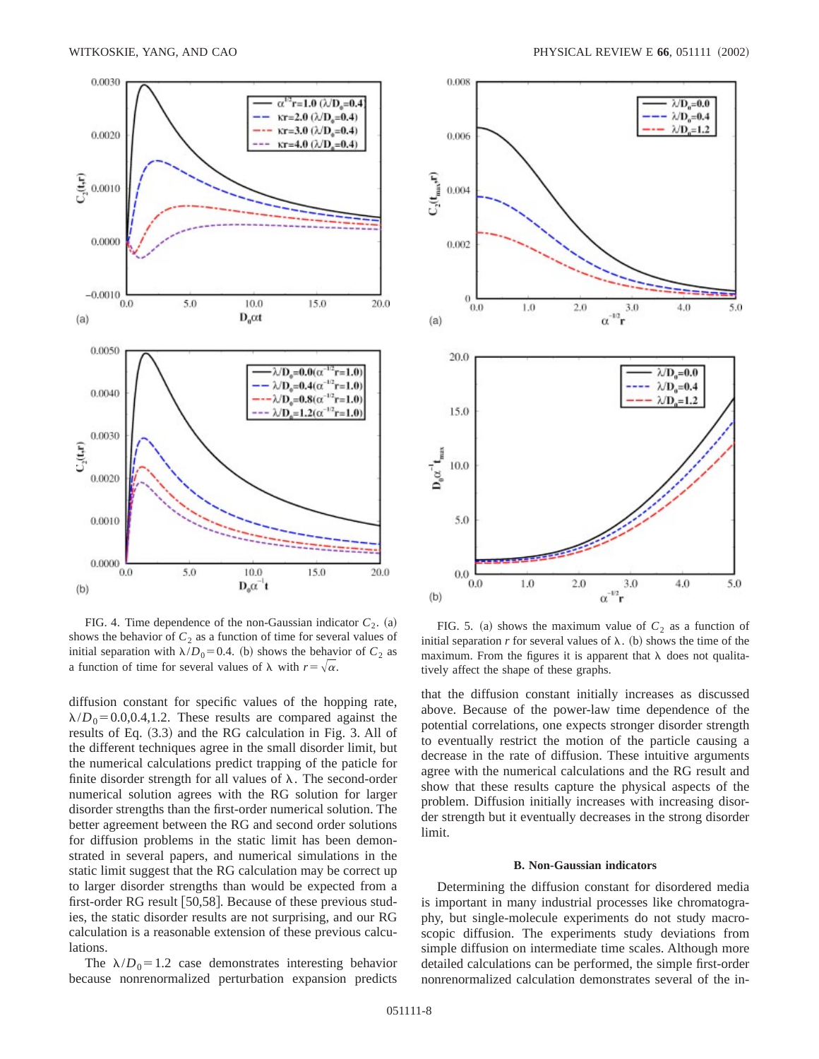FIG. 4. Time dependence of the non-Gaussian indicator $C_2$. (a) shows the behavior of $C_2$ as a function of time for several values of initial separation with $\lambda/D_0=0.4$. (b) shows the behavior of $C_2$ as a function of time for several values of $\lambda$ with $r=\sqrt{\alpha}$.

FIG. 5. (a) shows the maximum value of $C_2$ as a function of initial separation $r$ for several values of $\lambda$. (b) shows the time of the maximum. From the figures it is apparent that $\lambda$ does not qualitatively affect the shape of these graphs.

diffusion constant for specific values of the hopping rate, $\lambda/D_0=0.0,0.4,1.2$. These results are compared against the results of Eq. (3.3) and the RG calculation in Fig. 3. All of the different techniques agree in the small disorder limit, but the numerical calculations predict trapping of the paticle for finite disorder strength for all values of $\lambda$. The second-order numerical solution agrees with the RG solution for larger disorder strengths than the first-order numerical solution. The better agreement between the RG and second order solutions for diffusion problems in the static limit has been demonstrated in several papers, and numerical simulations in the static limit suggest that the RG calculation may be correct up to larger disorder strengths than would be expected from a first-order RG result [50,58]. Because of these previous studies, the static disorder results are not surprising, and our RG calculation is a reasonable extension of these previous calculations.

The $\lambda/D_0=1.2$ case demonstrates interesting behavior because nonrenormalized perturbation expansion predicts that the diffusion constant initially increases as discussed above. Because of the power-law time dependence of the potential correlations, one expects stronger disorder strength to eventually restrict the motion of the particle causing a decrease in the rate of diffusion. These intuitive arguments agree with the numerical calculations and the RG result and show that these results capture the physical aspects of the problem. Diffusion initially increases with increasing disorder strength but it eventually decreases in the strong disorder limit.

### B. Non-Gaussian indicators

Determining the diffusion constant for disordered media is important in many industrial processes like chromatography, but single-molecule experiments do not study macroscopic diffusion. The experiments study deviations from simple diffusion on intermediate time scales. Although more detailed calculations can be performed, the simple first-order nonrenormalized calculation demonstrates several of the in-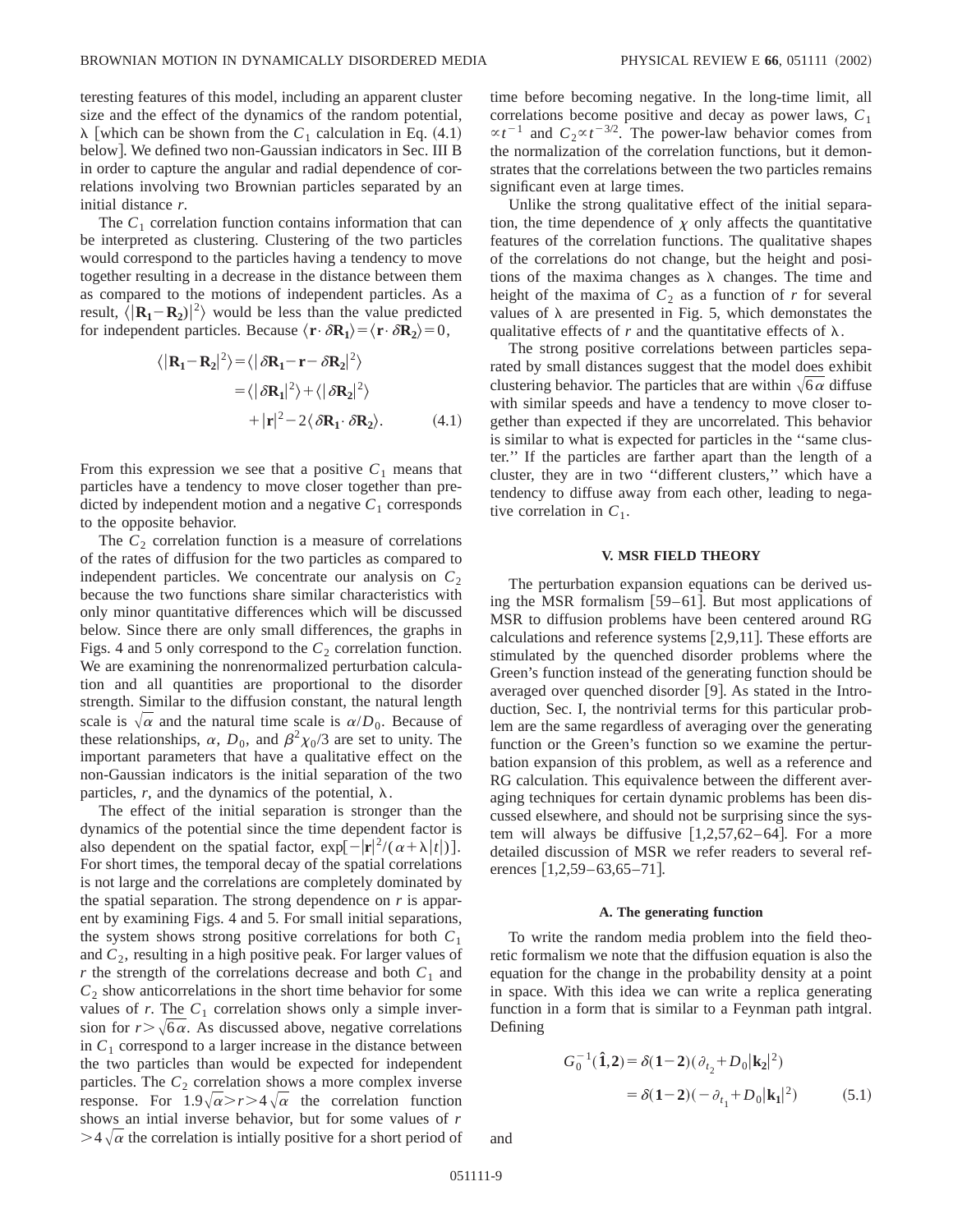teresting features of this model, including an apparent cluster size and the effect of the dynamics of the random potential, $\lambda$ [which can be shown from the $C_1$ calculation in Eq. (4.1) below]. We defined two non-Gaussian indicators in Sec. III B in order to capture the angular and radial dependence of correlations involving two Brownian particles separated by an initial distance $r$.

The $C_1$ correlation function contains information that can be interpreted as clustering. Clustering of the two particles would correspond to the particles having a tendency to move together resulting in a decrease in the distance between them as compared to the motions of independent particles. As a result, $\langle |\mathbf{R_1}-\mathbf{R_2})|^2\rangle$ would be less than the value predicted for independent particles. Because $\langle \mathbf{r}\cdot\delta\mathbf{R_1}\rangle = \langle \mathbf{r}\cdot\delta\mathbf{R_2}\rangle = 0$,

$$
\begin{aligned}
\langle |\mathbf{R_1}-\mathbf{R_2}|^2\rangle &= \langle |\delta\mathbf{R_1}-\mathbf{r}-\delta\mathbf{R_2}|^2\rangle \\
&= \langle |\delta\mathbf{R_1}|^2\rangle + \langle |\delta\mathbf{R_2}|^2\rangle \\
&\quad + |\mathbf{r}|^2 - 2\langle \delta\mathbf{R_1}\cdot\delta\mathbf{R_2}\rangle. 
\end{aligned}
\tag{4.1}
$$

From this expression we see that a positive $C_1$ means that particles have a tendency to move closer together than predicted by independent motion and a negative $C_1$ corresponds to the opposite behavior.

The $C_2$ correlation function is a measure of correlations of the rates of diffusion for the two particles as compared to independent particles. We concentrate our analysis on $C_2$ because the two functions share similar characteristics with only minor quantitative differences which will be discussed below. Since there are only small differences, the graphs in Figs. 4 and 5 only correspond to the $C_2$ correlation function. We are examining the nonrenormalized perturbation calculation and all quantities are proportional to the disorder strength. Similar to the diffusion constant, the natural length scale is $\sqrt{\alpha}$ and the natural time scale is $\alpha/D_0$. Because of these relationships, $\alpha$, $D_0$, and $\beta^2\chi_0/3$ are set to unity. The important parameters that have a qualitative effect on the non-Gaussian indicators is the initial separation of the two particles, $r$, and the dynamics of the potential, $\lambda$.

The effect of the initial separation is stronger than the dynamics of the potential since the time dependent factor is also dependent on the spatial factor, $\exp[-|\mathbf{r}|^2/(\alpha+\lambda|t|)]$. For short times, the temporal decay of the spatial correlations is not large and the correlations are completely dominated by the spatial separation. The strong dependence on $r$ is apparent by examining Figs. 4 and 5. For small initial separations, the system shows strong positive correlations for both $C_1$ and $C_2$, resulting in a high positive peak. For larger values of $r$ the strength of the correlations decrease and both $C_1$ and $C_2$ show anticorrelations in the short time behavior for some values of $r$. The $C_1$ correlation shows only a simple inversion for $r>\sqrt{6\alpha}$. As discussed above, negative correlations in $C_1$ correspond to a larger increase in the distance between the two particles than would be expected for independent particles. The $C_2$ correlation shows a more complex inverse response. For $1.9\sqrt{\alpha}>r>4\sqrt{\alpha}$ the correlation function shows an intial inverse behavior, but for some values of $r>4\sqrt{\alpha}$ the correlation is intially positive for a short period of time before becoming negative. In the long-time limit, all correlations become positive and decay as power laws, $C_1 \propto t^{-1}$ and $C_2 \propto t^{-3/2}$. The power-law behavior comes from the normalization of the correlation functions, but it demonstrates that the correlations between the two particles remains significant even at large times.

Unlike the strong qualitative effect of the initial separation, the time dependence of $\chi$ only affects the quantitative features of the correlation functions. The qualitative shapes of the correlations do not change, but the height and positions of the maxima changes as $\lambda$ changes. The time and height of the maxima of $C_2$ as a function of $r$ for several values of $\lambda$ are presented in Fig. 5, which demonstates the qualitative effects of $r$ and the quantitative effects of $\lambda$.

The strong positive correlations between particles separated by small distances suggest that the model does exhibit clustering behavior. The particles that are within $\sqrt{6\alpha}$ diffuse with similar speeds and have a tendency to move closer together than expected if they are uncorrelated. This behavior is similar to what is expected for particles in the "same cluster." If the particles are farther apart than the length of a cluster, they are in two "different clusters," which have a tendency to diffuse away from each other, leading to negative correlation in $C_1$.

## V. MSR FIELD THEORY

The perturbation expansion equations can be derived using the MSR formalism [59–61]. But most applications of MSR to diffusion problems have been centered around RG calculations and reference systems [2,9,11]. These efforts are stimulated by the quenched disorder problems where the Green's function instead of the generating function should be averaged over quenched disorder [9]. As stated in the Introduction, Sec. I, the nontrivial terms for this particular problem are the same regardless of averaging over the generating function or the Green's function so we examine the perturbation expansion of this problem, as well as a reference and RG calculation. This equivalence between the different averaging techniques for certain dynamic problems has been discussed elsewhere, and should not be surprising since the system will always be diffusive [1,2,57,62–64]. For a more detailed discussion of MSR we refer readers to several references [1,2,59–63,65–71].

### A. The generating function

To write the random media problem into the field theoretic formalism we note that the diffusion equation is also the equation for the change in the probability density at a point in space. With this idea we can write a replica generating function in a form that is similar to a Feynman path intgral. Defining

$$
\begin{aligned}
G_0^{-1}(\hat{\mathbf{1}},\mathbf{2}) &= \delta(\mathbf{1}-\mathbf{2})(\partial_{t_2}+D_0|\mathbf{k_2}|^2) \\
&= \delta(\mathbf{1}-\mathbf{2})(-\partial_{t_1}+D_0|\mathbf{k_1}|^2)
\end{aligned}
\tag{5.1}
$$

and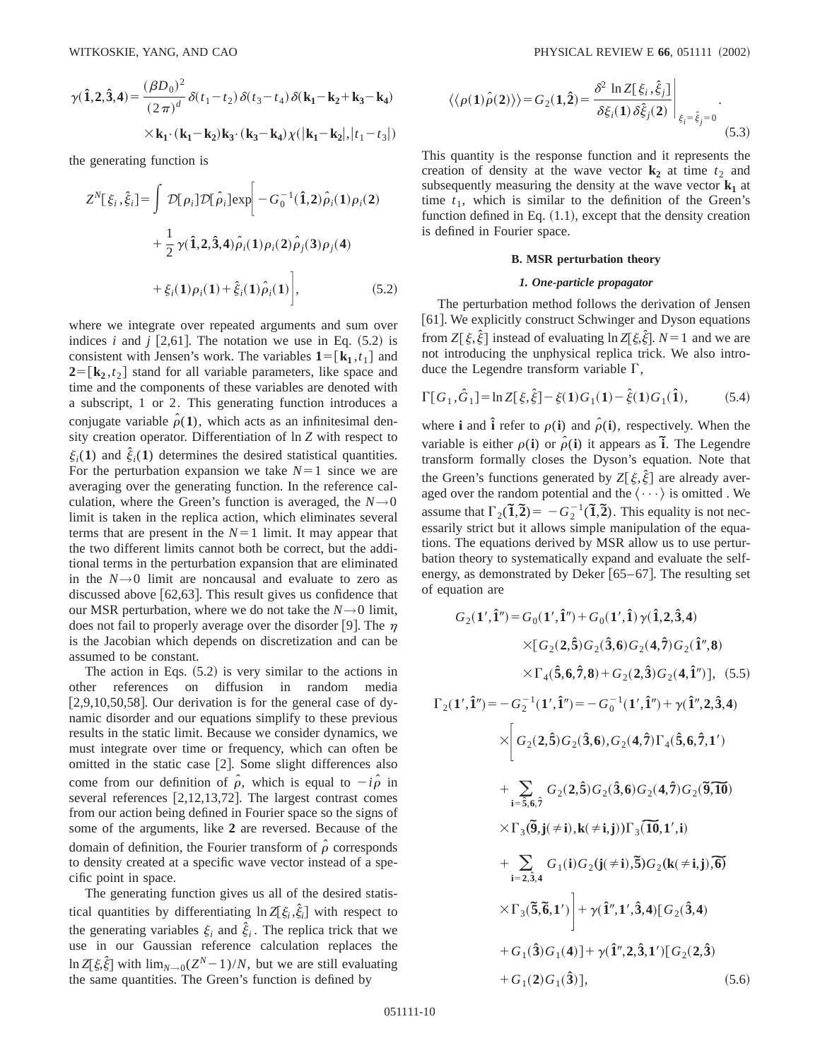$$\gamma(\hat{\mathbf{1}},\mathbf{2},\hat{\mathbf{3}},\mathbf{4}) = \frac{(\beta D_0)^2}{(2\pi)^d}\delta(t_1-t_2)\delta(t_3-t_4)\delta(\mathbf{k_1}-\mathbf{k_2}+\mathbf{k_3}-\mathbf{k_4}) \times \mathbf{k_1}\cdot(\mathbf{k_1}-\mathbf{k_2})\mathbf{k_3}\cdot(\mathbf{k_3}-\mathbf{k_4})\chi(|\mathbf{k_1}-\mathbf{k_2}|,|t_1-t_3|)$$

the generating function is

$$Z^N[\xi_i,\hat{\xi}_i] = \int \mathcal{D}[\rho_i]\mathcal{D}[\hat{\rho}_i]\exp\bigg[-G_0^{-1}(\hat{\mathbf{1}},\mathbf{2})\hat{\rho}_i(\mathbf{1})\rho_i(\mathbf{2}) + \frac{1}{2}\gamma(\hat{\mathbf{1}},\mathbf{2},\hat{\mathbf{3}},\mathbf{4})\hat{\rho}_i(\mathbf{1})\rho_i(\mathbf{2})\hat{\rho}_j(\mathbf{3})\rho_j(\mathbf{4}) + \xi_i(\mathbf{1})\rho_i(\mathbf{1}) + \hat{\xi}_i(\mathbf{1})\hat{\rho}_i(\mathbf{1})\bigg], \tag{5.2}$$

where we integrate over repeated arguments and sum over indices $i$ and $j$ [2,61]. The notation we use in Eq. (5.2) is consistent with Jensen's work. The variables $\mathbf{1}=[\mathbf{k_1},t_1]$ and $\mathbf{2}=[\mathbf{k_2},t_2]$ stand for all variable parameters, like space and time and the components of these variables are denoted with a subscript, 1 or 2. This generating function introduces a conjugate variable $\hat{\rho}(\mathbf{1})$, which acts as an infinitesimal density creation operator. Differentiation of $\ln Z$ with respect to $\xi_i(\mathbf{1})$ and $\hat{\xi}_i(\mathbf{1})$ determines the desired statistical quantities. For the perturbation expansion we take $N=1$ since we are averaging over the generating function. In the reference calculation, where the Green's function is averaged, the $N\to 0$ limit is taken in the replica action, which eliminates several terms that are present in the $N=1$ limit. It may appear that the two different limits cannot both be correct, but the additional terms in the perturbation expansion that are eliminated in the $N\to 0$ limit are noncausal and evaluate to zero as discussed above [62,63]. This result gives us confidence that our MSR perturbation, where we do not take the $N\to 0$ limit, does not fail to properly average over the disorder [9]. The $\eta$ is the Jacobian which depends on discretization and can be assumed to be constant.

The action in Eqs. (5.2) is very similar to the actions in other references on diffusion in random media [2,9,10,50,58]. Our derivation is for the general case of dynamic disorder and our equations simplify to these previous results in the static limit. Because we consider dynamics, we must integrate over time or frequency, which can often be omitted in the static case [2]. Some slight differences also come from our definition of $\hat{\rho}$, which is equal to $-i\hat{\rho}$ in several references [2,12,13,72]. The largest contrast comes from our action being defined in Fourier space so the signs of some of the arguments, like $\mathbf{2}$ are reversed. Because of the domain of definition, the Fourier transform of $\hat{\rho}$ corresponds to density created at a specific wave vector instead of a specific point in space.

The generating function gives us all of the desired statistical quantities by differentiating $\ln Z[\xi_i,\hat{\xi}_i]$ with respect to the generating variables $\xi_i$ and $\hat{\xi}_i$. The replica trick that we use in our Gaussian reference calculation replaces the $\ln Z[\xi,\hat{\xi}]$ with $\lim_{N\to 0}(Z^N-1)/N$, but we are still evaluating the same quantities. The Green's function is defined by

$$\langle\langle \rho(\mathbf{1})\hat{\rho}(\mathbf{2})\rangle\rangle = G_2(\mathbf{1},\hat{\mathbf{2}}) = \left.\frac{\delta^2 \ln Z[\xi_i,\hat{\xi}_j]}{\delta\xi_i(\mathbf{1})\delta\hat{\xi}_j(\mathbf{2})}\right|_{\xi_i=\hat{\xi}_j=0}. \tag{5.3}$$

This quantity is the response function and it represents the creation of density at the wave vector $\mathbf{k_2}$ at time $t_2$ and subsequently measuring the density at the wave vector $\mathbf{k_1}$ at time $t_1$, which is similar to the definition of the Green's function defined in Eq. (1.1), except that the density creation is defined in Fourier space.

### B. MSR perturbation theory

#### *1. One-particle propagator*

The perturbation method follows the derivation of Jensen [61]. We explicitly construct Schwinger and Dyson equations from $Z[\xi,\hat{\xi}]$ instead of evaluating $\ln Z[\xi,\hat{\xi}]$. $N=1$ and we are not introducing the unphysical replica trick. We also introduce the Legendre transform variable $\Gamma$,

$$\Gamma[G_1,\hat{G}_1] = \ln Z[\xi,\hat{\xi}] - \xi(\mathbf{1})G_1(\mathbf{1}) - \hat{\xi}(\mathbf{1})G_1(\hat{\mathbf{1}}), \tag{5.4}$$

where $\mathbf{i}$ and $\hat{\mathbf{i}}$ refer to $\rho(\mathbf{i})$ and $\hat{\rho}(\mathbf{i})$, respectively. When the variable is either $\rho(\mathbf{i})$ or $\hat{\rho}(\mathbf{i})$ it appears as $\tilde{\mathbf{i}}$. The Legendre transform formally closes the Dyson's equation. Note that the Green's functions generated by $Z[\xi,\hat{\xi}]$ are already averaged over the random potential and the $\langle\cdots\rangle$ is omitted. We assume that $\Gamma_2(\tilde{\mathbf{1}},\tilde{\mathbf{2}}) = -G_2^{-1}(\tilde{\mathbf{1}},\tilde{\mathbf{2}})$. This equality is not necessarily strict but it allows simple manipulation of the equations. The equations derived by MSR allow us to use perturbation theory to systematically expand and evaluate the self-energy, as demonstrated by Deker [65–67]. The resulting set of equation are

$$G_2(\mathbf{1'},\hat{\mathbf{1}}'') = G_0(\mathbf{1'},\hat{\mathbf{1}}'') + G_0(\mathbf{1'},\hat{\mathbf{1}})\gamma(\hat{\mathbf{1}},\mathbf{2},\hat{\mathbf{3}},\mathbf{4}) \times [G_2(\mathbf{2},\hat{\mathbf{5}})G_2(\hat{\mathbf{3}},\mathbf{6})G_2(\mathbf{4},\hat{\mathbf{7}})G_2(\hat{\mathbf{1}}'',\mathbf{8}) \times \Gamma_4(\hat{\mathbf{5}},\mathbf{6},\hat{\mathbf{7}},\mathbf{8}) + G_2(\mathbf{2},\hat{\mathbf{3}})G_2(\mathbf{4},\hat{\mathbf{1}}'')], \tag{5.5}$$

$$\begin{aligned}
\Gamma_2(\mathbf{1'},\hat{\mathbf{1}}'') = {} & -G_2^{-1}(\mathbf{1'},\hat{\mathbf{1}}'') = -G_0^{-1}(\mathbf{1'},\hat{\mathbf{1}}'') + \gamma(\hat{\mathbf{1}}'',\mathbf{2},\hat{\mathbf{3}},\mathbf{4}) \\
& \times\bigg[G_2(\mathbf{2},\hat{\mathbf{5}})G_2(\hat{\mathbf{3}},\mathbf{6}),G_2(\mathbf{4},\hat{\mathbf{7}})\Gamma_4(\hat{\mathbf{5}},\mathbf{6},\hat{\mathbf{7}},\mathbf{1'}) \\
& + \sum_{\mathbf{i}=\hat{\mathbf{5}},\mathbf{6},\hat{\mathbf{7}}} G_2(\mathbf{2},\hat{\mathbf{5}})G_2(\hat{\mathbf{3}},\mathbf{6})G_2(\mathbf{4},\hat{\mathbf{7}})G_2(\tilde{\mathbf{9}},\widetilde{\mathbf{10}}) \\
& \times\Gamma_3(\tilde{\mathbf{9}},\mathbf{j}(\neq\mathbf{i}),\mathbf{k}(\neq\mathbf{i},\mathbf{j}))\Gamma_3(\widetilde{\mathbf{10}},\mathbf{1'},\mathbf{i}) \\
& + \sum_{\mathbf{i}=\mathbf{2},\hat{\mathbf{3}},\mathbf{4}} G_1(\mathbf{i})G_2(\mathbf{j}(\neq\mathbf{i}),\tilde{\mathbf{5}})G_2(\mathbf{k}(\neq\mathbf{i},\mathbf{j}),\tilde{\mathbf{6}}) \\
& \times\Gamma_3(\tilde{\mathbf{5}},\tilde{\mathbf{6}},\mathbf{1'})\bigg] + \gamma(\hat{\mathbf{1}}'',\mathbf{1'},\hat{\mathbf{3}},\mathbf{4})[G_2(\hat{\mathbf{3}},\mathbf{4}) \\
& + G_1(\hat{\mathbf{3}})G_1(\mathbf{4})] + \gamma(\hat{\mathbf{1}}'',\mathbf{2},\hat{\mathbf{3}},\mathbf{1'})[G_2(\mathbf{2},\hat{\mathbf{3}}) \\
& + G_1(\mathbf{2})G_1(\hat{\mathbf{3}})],
\end{aligned} \tag{5.6}$$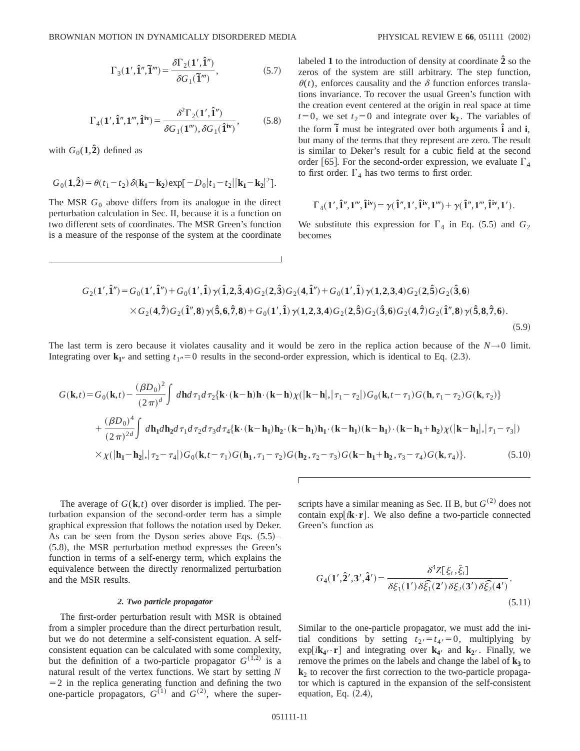$$\Gamma_3(\mathbf{1}',\hat{\mathbf{1}}'',\tilde{\mathbf{1}}''') = \frac{\delta\Gamma_2(\mathbf{1}',\hat{\mathbf{1}}'')}{\delta G_1(\tilde{\mathbf{1}}''')}, \tag{5.7}$$

$$\Gamma_4(\mathbf{1}',\hat{\mathbf{1}}'',\mathbf{1}''',\hat{\mathbf{1}}^{\mathbf{iv}}) = \frac{\delta^2\Gamma_2(\mathbf{1}',\hat{\mathbf{1}}'')}{\delta G_1(\mathbf{1}'''),\delta G_1(\hat{\mathbf{1}}^{\mathbf{iv}})}, \tag{5.8}$$

with $G_0(\mathbf{1},\hat{\mathbf{2}})$ defined as

$$G_0(\mathbf{1},\hat{\mathbf{2}}) = \theta(t_1-t_2)\,\delta(\mathbf{k_1}-\mathbf{k_2})\exp[-D_0|t_1-t_2||\mathbf{k_1}-\mathbf{k_2}|^2].$$

The MSR $G_0$ above differs from its analogue in the direct perturbation calculation in Sec. II, because it is a function on two different sets of coordinates. The MSR Green's function is a measure of the response of the system at the coordinate labeled **1** to the introduction of density at coordinate $\hat{\mathbf{2}}$ so the zeros of the system are still arbitrary. The step function, $\theta(t)$, enforces causality and the $\delta$ function enforces translations invariance. To recover the usual Green's function with the creation event centered at the origin in real space at time $t=0$, we set $t_2=0$ and integrate over $\mathbf{k_2}$. The variables of the form $\tilde{\mathbf{i}}$ must be integrated over both arguments $\hat{\mathbf{i}}$ and $\mathbf{i}$, but many of the terms that they represent are zero. The result is similar to Deker's result for a cubic field at the second order [65]. For the second-order expression, we evaluate $\Gamma_4$ to first order. $\Gamma_4$ has two terms to first order.

$$\Gamma_4(\mathbf{1}',\hat{\mathbf{1}}'',\mathbf{1}''',\hat{\mathbf{1}}^{\mathbf{iv}}) = \gamma(\hat{\mathbf{1}}'',\mathbf{1}',\hat{\mathbf{1}}^{\mathbf{iv}},\mathbf{1}''') + \gamma(\hat{\mathbf{1}}'',\mathbf{1}''',\hat{\mathbf{1}}^{\mathbf{iv}},\mathbf{1}').$$

We substitute this expression for $\Gamma_4$ in Eq. (5.5) and $G_2$ becomes

$$\begin{aligned} G_2(\mathbf{1}',\hat{\mathbf{1}}'') ={}& G_0(\mathbf{1}',\hat{\mathbf{1}}'') + G_0(\mathbf{1}',\hat{\mathbf{1}})\,\gamma(\hat{\mathbf{1}},\mathbf{2},\hat{\mathbf{3}},\mathbf{4})G_2(\mathbf{2},\hat{\mathbf{3}})G_2(\mathbf{4},\hat{\mathbf{1}}'') + G_0(\mathbf{1}',\hat{\mathbf{1}})\,\gamma(\mathbf{1},\mathbf{2},\mathbf{3},\mathbf{4})G_2(\mathbf{2},\hat{\mathbf{5}})G_2(\hat{\mathbf{3}},\mathbf{6}) \\ &\times G_2(\mathbf{4},\hat{\mathbf{7}})G_2(\hat{\mathbf{1}}'',\mathbf{8})\,\gamma(\hat{\mathbf{5}},\mathbf{6},\hat{\mathbf{7}},\mathbf{8}) + G_0(\mathbf{1}',\hat{\mathbf{1}})\,\gamma(\mathbf{1},\mathbf{2},\mathbf{3},\mathbf{4})G_2(\mathbf{2},\hat{\mathbf{5}})G_2(\hat{\mathbf{3}},\mathbf{6})G_2(\mathbf{4},\hat{\mathbf{7}})G_2(\hat{\mathbf{1}}'',\mathbf{8})\,\gamma(\hat{\mathbf{5}},\mathbf{8},\hat{\mathbf{7}},\mathbf{6}). \end{aligned} \tag{5.9}$$

The last term is zero because it violates causality and it would be zero in the replica action because of the $N\to 0$ limit. Integrating over $\mathbf{k}_{\mathbf{1}''}$ and setting $t_{1''}=0$ results in the second-order expression, which is identical to Eq. (2.3).

$$\begin{aligned} G(\mathbf{k},t) ={}& G_0(\mathbf{k},t) - \frac{(\beta D_0)^2}{(2\pi)^d}\int d\mathbf{h}\,d\tau_1 d\tau_2\{\mathbf{k}\cdot(\mathbf{k}-\mathbf{h})\mathbf{h}\cdot(\mathbf{k}-\mathbf{h})\chi(|\mathbf{k}-\mathbf{h}|,|\tau_1-\tau_2|)G_0(\mathbf{k},t-\tau_1)G(\mathbf{h},\tau_1-\tau_2)G(\mathbf{k},\tau_2)\} \\ &+ \frac{(\beta D_0)^4}{(2\pi)^{2d}}\int d\mathbf{h_1}d\mathbf{h_2}d\tau_1 d\tau_2 d\tau_3 d\tau_4\{\mathbf{k}\cdot(\mathbf{k}-\mathbf{h_1})\mathbf{h_2}\cdot(\mathbf{k}-\mathbf{h_1})\mathbf{h_1}\cdot(\mathbf{k}-\mathbf{h_1})(\mathbf{k}-\mathbf{h_1})\cdot(\mathbf{k}-\mathbf{h_1}+\mathbf{h_2})\chi(|\mathbf{k}-\mathbf{h_1}|,|\tau_1-\tau_3|) \\ &\times\chi(|\mathbf{h_1}-\mathbf{h_2}|,|\tau_2-\tau_4|)G_0(\mathbf{k},t-\tau_1)G(\mathbf{h_1},\tau_1-\tau_2)G(\mathbf{h_2},\tau_2-\tau_3)G(\mathbf{k}-\mathbf{h_1}+\mathbf{h_2},\tau_3-\tau_4)G(\mathbf{k},\tau_4)\}. \end{aligned} \tag{5.10}$$

The average of $G(\mathbf{k},t)$ over disorder is implied. The perturbation expansion of the second-order term has a simple graphical expression that follows the notation used by Deker. As can be seen from the Dyson series above Eqs. (5.5)–(5.8), the MSR perturbation method expresses the Green's function in terms of a self-energy term, which explains the equivalence between the directly renormalized perturbation and the MSR results.

#### *2. Two particle propagator*

The first-order perturbation result with MSR is obtained from a simpler procedure than the direct perturbation result, but we do not determine a self-consistent equation. A self-consistent equation can be calculated with some complexity, but the definition of a two-particle propagator $G^{(1,2)}$ is a natural result of the vertex functions. We start by setting $N=2$ in the replica generating function and defining the two one-particle propagators, $G^{(1)}$ and $G^{(2)}$, where the superscripts have a similar meaning as Sec. II B, but $G^{(2)}$ does not contain $\exp[i\mathbf{k}\cdot\mathbf{r}]$. We also define a two-particle connected Green's function as

$$G_4(\mathbf{1}',\hat{\mathbf{2}}',\mathbf{3}',\hat{\mathbf{4}}') = \frac{\delta^4 Z[\xi_i,\hat{\xi}_i]}{\delta\xi_1(\mathbf{1}')\,\delta\hat{\xi_1}(\mathbf{2}')\,\delta\xi_2(\mathbf{3}')\,\delta\hat{\xi_2}(\mathbf{4}')}. \tag{5.11}$$

Similar to the one-particle propagator, we must add the initial conditions by setting $t_{2'}=t_{4'}=0$, multiplying by $\exp[i\mathbf{k}_{\mathbf{4}'}\cdot\mathbf{r}]$ and integrating over $\mathbf{k}_{\mathbf{4}'}$ and $\mathbf{k}_{\mathbf{2}'}$. Finally, we remove the primes on the labels and change the label of $\mathbf{k}_3$ to $\mathbf{k}_2$ to recover the first correction to the two-particle propagator which is captured in the expansion of the self-consistent equation, Eq. (2.4),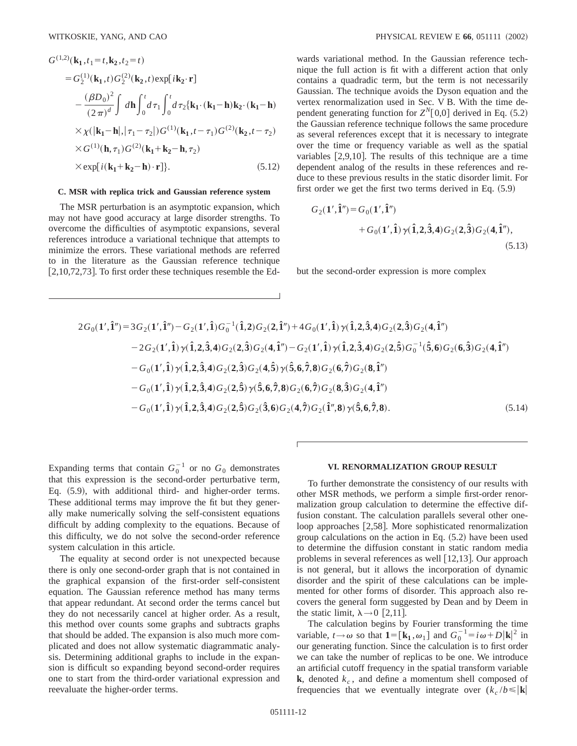$$
\begin{aligned}
G^{(1,2)}(\mathbf{k_1},t_1=t,\mathbf{k_2},t_2=t) &= G_2^{(1)}(\mathbf{k_1},t)G_2^{(2)}(\mathbf{k_2},t)\exp[i\mathbf{k_2}\cdot\mathbf{r}] \\
&\quad -\frac{(\beta D_0)^2}{(2\pi)^d}\int d\mathbf{h}\int_0^t d\tau_1\int_0^t d\tau_2\{\mathbf{k_1}\cdot(\mathbf{k_1}-\mathbf{h})\mathbf{k_2}\cdot(\mathbf{k_1}-\mathbf{h}) \\
&\quad \times\chi(|\mathbf{k_1}-\mathbf{h}|,|\tau_1-\tau_2|)G^{(1)}(\mathbf{k_1},t-\tau_1)G^{(2)}(\mathbf{k_2},t-\tau_2) \\
&\quad \times G^{(1)}(\mathbf{h},\tau_1)G^{(2)}(\mathbf{k_1}+\mathbf{k_2}-\mathbf{h},\tau_2) \\
&\quad \times\exp[i(\mathbf{k_1}+\mathbf{k_2}-\mathbf{h})\cdot\mathbf{r}]\}.
\end{aligned}
\tag{5.12}
$$

### C. MSR with replica trick and Gaussian reference system

The MSR perturbation is an asymptotic expansion, which may not have good accuracy at large disorder strengths. To overcome the difficulties of asymptotic expansions, several references introduce a variational technique that attempts to minimize the errors. These variational methods are referred to in the literature as the Gaussian reference technique [2,10,72,73]. To first order these techniques resemble the Edwards variational method. In the Gaussian reference technique the full action is fit with a different action that only contains a quadradic term, but the term is not necessarily Gaussian. The technique avoids the Dyson equation and the vertex renormalization used in Sec. V B. With the time dependent generating function for $Z^N[0,0]$ derived in Eq. (5.2) the Gaussian reference technique follows the same procedure as several references except that it is necessary to integrate over the time or frequency variable as well as the spatial variables [2,9,10]. The results of this technique are a time dependent analog of the results in these references and reduce to these previous results in the static disorder limit. For first order we get the first two terms derived in Eq. (5.9)

$$
G_2(\mathbf{1}',\hat{\mathbf{1}}'')=G_0(\mathbf{1}',\hat{\mathbf{1}}'')+G_0(\mathbf{1}',\hat{\mathbf{1}})\gamma(\hat{\mathbf{1}},\mathbf{2},\hat{\mathbf{3}},\mathbf{4})G_2(\mathbf{2},\hat{\mathbf{3}})G_2(\mathbf{4},\hat{\mathbf{1}}''),
\tag{5.13}
$$

but the second-order expression is more complex

$$
\begin{aligned}
2G_0(\mathbf{1}',\hat{\mathbf{1}}'') &= 3G_2(\mathbf{1}',\hat{\mathbf{1}}'')-G_2(\mathbf{1}',\hat{\mathbf{1}})G_0^{-1}(\hat{\mathbf{1}},\mathbf{2})G_2(\mathbf{2},\hat{\mathbf{1}}'')+4G_0(\mathbf{1}',\hat{\mathbf{1}})\gamma(\hat{\mathbf{1}},\mathbf{2},\hat{\mathbf{3}},\mathbf{4})G_2(\mathbf{2},\hat{\mathbf{3}})G_2(\mathbf{4},\hat{\mathbf{1}}'') \\
&\quad -2G_2(\mathbf{1}',\hat{\mathbf{1}})\gamma(\hat{\mathbf{1}},\mathbf{2},\hat{\mathbf{3}},\mathbf{4})G_2(\mathbf{2},\hat{\mathbf{3}})G_2(\mathbf{4},\hat{\mathbf{1}}'')-G_2(\mathbf{1}',\hat{\mathbf{1}})\gamma(\hat{\mathbf{1}},\mathbf{2},\hat{\mathbf{3}},\mathbf{4})G_2(\mathbf{2},\hat{\mathbf{5}})G_0^{-1}(\hat{\mathbf{5}},\mathbf{6})G_2(\mathbf{6},\hat{\mathbf{3}})G_2(\mathbf{4},\hat{\mathbf{1}}'') \\
&\quad -G_0(\mathbf{1}',\hat{\mathbf{1}})\gamma(\hat{\mathbf{1}},\mathbf{2},\hat{\mathbf{3}},\mathbf{4})G_2(\mathbf{2},\hat{\mathbf{3}})G_2(\mathbf{4},\hat{\mathbf{5}})\gamma(\hat{\mathbf{5}},\mathbf{6},\hat{\mathbf{7}},\mathbf{8})G_2(\mathbf{6},\hat{\mathbf{7}})G_2(\mathbf{8},\hat{\mathbf{1}}'') \\
&\quad -G_0(\mathbf{1}',\hat{\mathbf{1}})\gamma(\hat{\mathbf{1}},\mathbf{2},\hat{\mathbf{3}},\mathbf{4})G_2(\mathbf{2},\hat{\mathbf{5}})\gamma(\hat{\mathbf{5}},\mathbf{6},\hat{\mathbf{7}},\mathbf{8})G_2(\mathbf{6},\hat{\mathbf{7}})G_2(\mathbf{8},\hat{\mathbf{3}})G_2(\mathbf{4},\hat{\mathbf{1}}'') \\
&\quad -G_0(\mathbf{1}',\hat{\mathbf{1}})\gamma(\hat{\mathbf{1}},\mathbf{2},\hat{\mathbf{3}},\mathbf{4})G_2(\mathbf{2},\hat{\mathbf{5}})G_2(\hat{\mathbf{3}},\mathbf{6})G_2(\mathbf{4},\hat{\mathbf{7}})G_2(\hat{\mathbf{1}}'',\mathbf{8})\gamma(\hat{\mathbf{5}},\mathbf{6},\hat{\mathbf{7}},\mathbf{8}).
\end{aligned}
\tag{5.14}
$$

Expanding terms that contain $G_0^{-1}$ or no $G_0$ demonstrates that this expression is the second-order perturbative term, Eq. (5.9), with additional third- and higher-order terms. These additional terms may improve the fit but they generally make numerically solving the self-consistent equations difficult by adding complexity to the equations. Because of this difficulty, we do not solve the second-order reference system calculation in this article.

The equality at second order is not unexpected because there is only one second-order graph that is not contained in the graphical expansion of the first-order self-consistent equation. The Gaussian reference method has many terms that appear redundant. At second order the terms cancel but they do not necessarily cancel at higher order. As a result, this method over counts some graphs and subtracts graphs that should be added. The expansion is also much more complicated and does not allow systematic diagrammatic analysis. Determining additional graphs to include in the expansion is difficult so expanding beyond second-order requires one to start from the third-order variational expression and reevaluate the higher-order terms.

## VI. RENORMALIZATION GROUP RESULT

To further demonstrate the consistency of our results with other MSR methods, we perform a simple first-order renormalization group calculation to determine the effective diffusion constant. The calculation parallels several other one-loop approaches [2,58]. More sophisticated renormalization group calculations on the action in Eq. (5.2) have been used to determine the diffusion constant in static random media problems in several references as well [12,13]. Our approach is not general, but it allows the incorporation of dynamic disorder and the spirit of these calculations can be implemented for other forms of disorder. This approach also recovers the general form suggested by Dean and by Deem in the static limit, $\lambda\to 0$ [2,11].

The calculation begins by Fourier transforming the time variable, $t\to\omega$ so that $\mathbf{1}=[\mathbf{k_1},\omega_1]$ and $G_0^{-1}=i\omega+D|\mathbf{k}|^2$ in our generating function. Since the calculation is to first order we can take the number of replicas to be one. We introduce an artificial cutoff frequency in the spatial transform variable $\mathbf{k}$, denoted $k_c$, and define a momentum shell composed of frequencies that we eventually integrate over ($k_c/b\leqslant|\mathbf{k}|$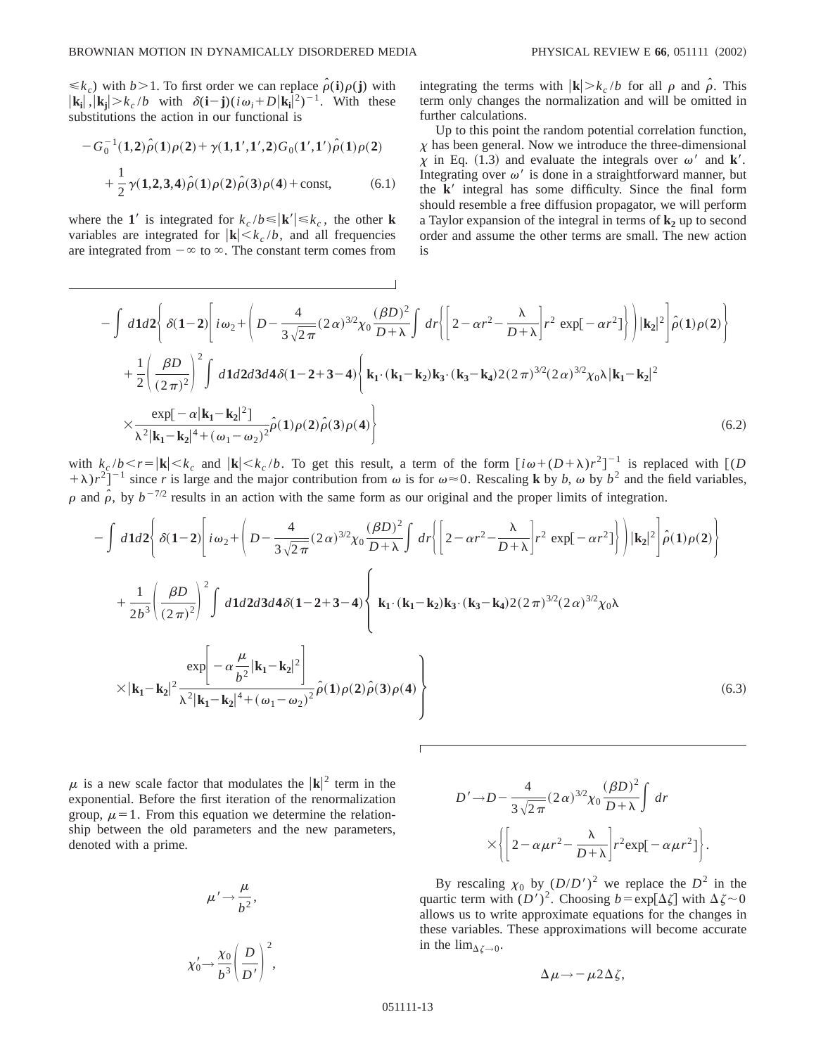$\leqslant k_c$) with $b>1$. To first order we can replace $\hat{\rho}(\mathbf{i})\rho(\mathbf{j})$ with $|\mathbf{k_i}|,|\mathbf{k_j}|>k_c/b$ with $\delta(\mathbf{i}-\mathbf{j})(i\omega_i+D|\mathbf{k_i}|^2)^{-1}$. With these substitutions the action in our functional is

$$-G_0^{-1}(\mathbf{1},\mathbf{2})\hat{\rho}(\mathbf{1})\rho(\mathbf{2})+\gamma(\mathbf{1},\mathbf{1'},\mathbf{1'},\mathbf{2})G_0(\mathbf{1'},\mathbf{1'})\hat{\rho}(\mathbf{1})\rho(\mathbf{2})$$
$$+\frac{1}{2}\gamma(\mathbf{1},\mathbf{2},\mathbf{3},\mathbf{4})\hat{\rho}(\mathbf{1})\rho(\mathbf{2})\hat{\rho}(\mathbf{3})\rho(\mathbf{4})+\text{const}, \qquad (6.1)$$

where the $\mathbf{1'}$ is integrated for $k_c/b\leqslant|\mathbf{k'}|\leqslant k_c$, the other $\mathbf{k}$ variables are integrated for $|\mathbf{k}|<k_c/b$, and all frequencies are integrated from $-\infty$ to $\infty$. The constant term comes from integrating the terms with $|\mathbf{k}|>k_c/b$ for all $\rho$ and $\hat{\rho}$. This term only changes the normalization and will be omitted in further calculations.

Up to this point the random potential correlation function, $\chi$ has been general. Now we introduce the three-dimensional $\chi$ in Eq. (1.3) and evaluate the integrals over $\omega'$ and $\mathbf{k'}$. Integrating over $\omega'$ is done in a straightforward manner, but the $\mathbf{k'}$ integral has some difficulty. Since the final form should resemble a free diffusion propagator, we will perform a Taylor expansion of the integral in terms of $\mathbf{k_2}$ up to second order and assume the other terms are small. The new action is

$$-\int d\mathbf{1}d\mathbf{2}\left\{\delta(\mathbf{1}-\mathbf{2})\left[i\omega_2+\left(D-\frac{4}{3\sqrt{2\pi}}(2\alpha)^{3/2}\chi_0\frac{(\beta D)^2}{D+\lambda}\int dr\left\{\left[2-\alpha r^2-\frac{\lambda}{D+\lambda}\right]r^2\exp[-\alpha r^2]\right\}\right)|\mathbf{k_2}|^2\right]\hat{\rho}(\mathbf{1})\rho(\mathbf{2})\right\}$$
$$+\frac{1}{2}\left(\frac{\beta D}{(2\pi)^2}\right)^2\int d\mathbf{1}d\mathbf{2}d\mathbf{3}d\mathbf{4}\delta(\mathbf{1}-\mathbf{2}+\mathbf{3}-\mathbf{4})\left\{\mathbf{k_1}\cdot(\mathbf{k_1}-\mathbf{k_2})\mathbf{k_3}\cdot(\mathbf{k_3}-\mathbf{k_4})2(2\pi)^{3/2}(2\alpha)^{3/2}\chi_0\lambda|\mathbf{k_1}-\mathbf{k_2}|^2\right.$$
$$\left.\times\frac{\exp[-\alpha|\mathbf{k_1}-\mathbf{k_2}|^2]}{\lambda^2|\mathbf{k_1}-\mathbf{k_2}|^4+(\omega_1-\omega_2)^2}\hat{\rho}(\mathbf{1})\rho(\mathbf{2})\hat{\rho}(\mathbf{3})\rho(\mathbf{4})\right\} \qquad (6.2)$$

with $k_c/b<r=|\mathbf{k}|<k_c$ and $|\mathbf{k}|<k_c/b$. To get this result, a term of the form $[i\omega+(D+\lambda)r^2]^{-1}$ is replaced with $[(D+\lambda)r^2]^{-1}$ since $r$ is large and the major contribution from $\omega$ is for $\omega\approx 0$. Rescaling $\mathbf{k}$ by $b$, $\omega$ by $b^2$ and the field variables, $\rho$ and $\hat{\rho}$, by $b^{-7/2}$ results in an action with the same form as our original and the proper limits of integration.

$$-\int d\mathbf{1}d\mathbf{2}\left\{\delta(\mathbf{1}-\mathbf{2})\left[i\omega_2+\left(D-\frac{4}{3\sqrt{2\pi}}(2\alpha)^{3/2}\chi_0\frac{(\beta D)^2}{D+\lambda}\int dr\left\{\left[2-\alpha r^2-\frac{\lambda}{D+\lambda}\right]r^2\exp[-\alpha r^2]\right\}\right)|\mathbf{k_2}|^2\right]\hat{\rho}(\mathbf{1})\rho(\mathbf{2})\right\}$$
$$+\frac{1}{2b^3}\left(\frac{\beta D}{(2\pi)^2}\right)^2\int d\mathbf{1}d\mathbf{2}d\mathbf{3}d\mathbf{4}\delta(\mathbf{1}-\mathbf{2}+\mathbf{3}-\mathbf{4})\left\{\mathbf{k_1}\cdot(\mathbf{k_1}-\mathbf{k_2})\mathbf{k_3}\cdot(\mathbf{k_3}-\mathbf{k_4})2(2\pi)^{3/2}(2\alpha)^{3/2}\chi_0\lambda\right.$$
$$\left.\times|\mathbf{k_1}-\mathbf{k_2}|^2\frac{\exp\left[-\alpha\frac{\mu}{b^2}|\mathbf{k_1}-\mathbf{k_2}|^2\right]}{\lambda^2|\mathbf{k_1}-\mathbf{k_2}|^4+(\omega_1-\omega_2)^2}\hat{\rho}(\mathbf{1})\rho(\mathbf{2})\hat{\rho}(\mathbf{3})\rho(\mathbf{4})\right\} \qquad (6.3)$$

$\mu$ is a new scale factor that modulates the $|\mathbf{k}|^2$ term in the exponential. Before the first iteration of the renormalization group, $\mu=1$. From this equation we determine the relationship between the old parameters and the new parameters, denoted with a prime.

$$\mu'\rightarrow\frac{\mu}{b^2},$$

$$\chi_0'\rightarrow\frac{\chi_0}{b^3}\left(\frac{D}{D'}\right)^2,$$

$$D'\rightarrow D-\frac{4}{3\sqrt{2\pi}}(2\alpha)^{3/2}\chi_0\frac{(\beta D)^2}{D+\lambda}\int dr\times\left\{\left[2-\alpha\mu r^2-\frac{\lambda}{D+\lambda}\right]r^2\exp[-\alpha\mu r^2]\right\}.$$

By rescaling $\chi_0$ by $(D/D')^2$ we replace the $D^2$ in the quartic term with $(D')^2$. Choosing $b=\exp[\Delta\zeta]$ with $\Delta\zeta\sim 0$ allows us to write approximate equations for the changes in these variables. These approximations will become accurate in the $\lim_{\Delta\zeta\rightarrow 0}$.

$$\Delta\mu\rightarrow-\mu 2\Delta\zeta,$$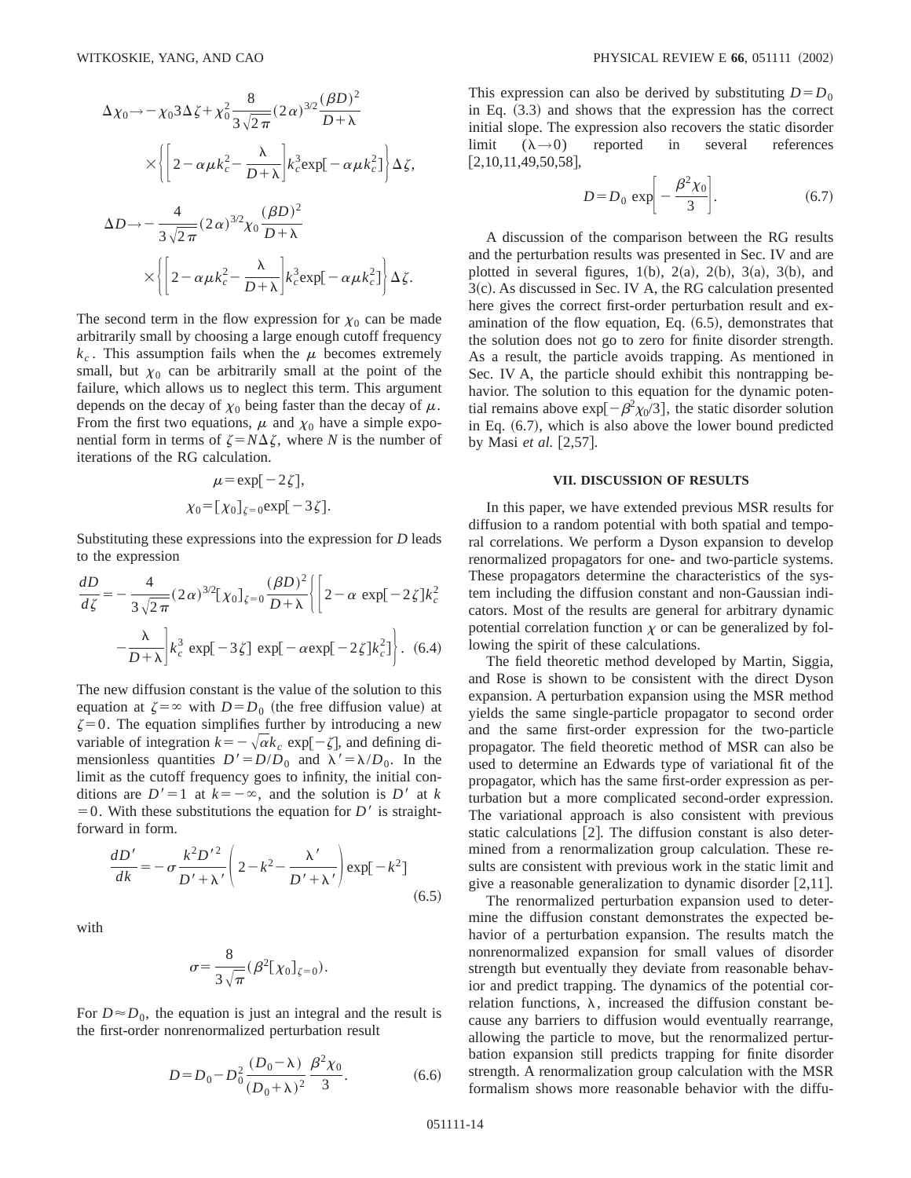$$\Delta\chi_0 \rightarrow -\chi_0 3\Delta\zeta + \chi_0^2 \frac{8}{3\sqrt{2\pi}}(2\alpha)^{3/2}\frac{(\beta D)^2}{D+\lambda}$$

$$\times\left\{\left[2-\alpha\mu k_c^2 - \frac{\lambda}{D+\lambda}\right]k_c^3 \exp[-\alpha\mu k_c^2]\right\}\Delta\zeta,$$

$$\Delta D \rightarrow -\frac{4}{3\sqrt{2\pi}}(2\alpha)^{3/2}\chi_0\frac{(\beta D)^2}{D+\lambda}$$

$$\times\left\{\left[2-\alpha\mu k_c^2 - \frac{\lambda}{D+\lambda}\right]k_c^3 \exp[-\alpha\mu k_c^2]\right\}\Delta\zeta.$$

The second term in the flow expression for $\chi_0$ can be made arbitrarily small by choosing a large enough cutoff frequency $k_c$. This assumption fails when the $\mu$ becomes extremely small, but $\chi_0$ can be arbitrarily small at the point of the failure, which allows us to neglect this term. This argument depends on the decay of $\chi_0$ being faster than the decay of $\mu$. From the first two equations, $\mu$ and $\chi_0$ have a simple exponential form in terms of $\zeta = N\Delta\zeta$, where $N$ is the number of iterations of the RG calculation.

$$\mu = \exp[-2\zeta],$$

$$\chi_0 = [\chi_0]_{\zeta=0}\exp[-3\zeta].$$

Substituting these expressions into the expression for $D$ leads to the expression

$$\frac{dD}{d\zeta} = -\frac{4}{3\sqrt{2\pi}}(2\alpha)^{3/2}[\chi_0]_{\zeta=0}\frac{(\beta D)^2}{D+\lambda}\left\{\left[2-\alpha\,\exp[-2\zeta]k_c^2 - \frac{\lambda}{D+\lambda}\right]k_c^3\,\exp[-3\zeta]\,\exp[-\alpha\exp[-2\zeta]k_c^2]\right\}. \quad (6.4)$$

The new diffusion constant is the value of the solution to this equation at $\zeta=\infty$ with $D=D_0$ (the free diffusion value) at $\zeta=0$. The equation simplifies further by introducing a new variable of integration $k=-\sqrt{\alpha}k_c\,\exp[-\zeta]$, and defining dimensionless quantities $D'=D/D_0$ and $\lambda'=\lambda/D_0$. In the limit as the cutoff frequency goes to infinity, the initial conditions are $D'=1$ at $k=-\infty$, and the solution is $D'$ at $k=0$. With these substitutions the equation for $D'$ is straightforward in form.

$$\frac{dD'}{dk} = -\sigma\frac{k^2 D'^2}{D'+\lambda'}\left(2-k^2-\frac{\lambda'}{D'+\lambda'}\right)\exp[-k^2] \quad (6.5)$$

with

$$\sigma = \frac{8}{3\sqrt{\pi}}(\beta^2[\chi_0]_{\zeta=0}).$$

For $D\approx D_0$, the equation is just an integral and the result is the first-order nonrenormalized perturbation result

$$D = D_0 - D_0^2\frac{(D_0-\lambda)}{(D_0+\lambda)^2}\frac{\beta^2\chi_0}{3}. \quad (6.6)$$

This expression can also be derived by substituting $D=D_0$ in Eq. (3.3) and shows that the expression has the correct initial slope. The expression also recovers the static disorder limit ($\lambda\rightarrow 0$) reported in several references [2,10,11,49,50,58],

$$D = D_0\,\exp\left[-\frac{\beta^2\chi_0}{3}\right]. \quad (6.7)$$

A discussion of the comparison between the RG results and the perturbation results was presented in Sec. IV and are plotted in several figures, 1(b), 2(a), 2(b), 3(a), 3(b), and 3(c). As discussed in Sec. IV A, the RG calculation presented here gives the correct first-order perturbation result and examination of the flow equation, Eq. (6.5), demonstrates that the solution does not go to zero for finite disorder strength. As a result, the particle avoids trapping. As mentioned in Sec. IV A, the particle should exhibit this nontrapping behavior. The solution to this equation for the dynamic potential remains above $\exp[-\beta^2\chi_0/3]$, the static disorder solution in Eq. (6.7), which is also above the lower bound predicted by Masi *et al.* [2,57].

## VII. DISCUSSION OF RESULTS

In this paper, we have extended previous MSR results for diffusion to a random potential with both spatial and temporal correlations. We perform a Dyson expansion to develop renormalized propagators for one- and two-particle systems. These propagators determine the characteristics of the system including the diffusion constant and non-Gaussian indicators. Most of the results are general for arbitrary dynamic potential correlation function $\chi$ or can be generalized by following the spirit of these calculations.

The field theoretic method developed by Martin, Siggia, and Rose is shown to be consistent with the direct Dyson expansion. A perturbation expansion using the MSR method yields the same single-particle propagator to second order and the same first-order expression for the two-particle propagator. The field theoretic method of MSR can also be used to determine an Edwards type of variational fit of the propagator, which has the same first-order expression as perturbation but a more complicated second-order expression. The variational approach is also consistent with previous static calculations [2]. The diffusion constant is also determined from a renormalization group calculation. These results are consistent with previous work in the static limit and give a reasonable generalization to dynamic disorder [2,11].

The renormalized perturbation expansion used to determine the diffusion constant demonstrates the expected behavior of a perturbation expansion. The results match the nonrenormalized expansion for small values of disorder strength but eventually they deviate from reasonable behavior and predict trapping. The dynamics of the potential correlation functions, $\lambda$, increased the diffusion constant because any barriers to diffusion would eventually rearrange, allowing the particle to move, but the renormalized perturbation expansion still predicts trapping for finite disorder strength. A renormalization group calculation with the MSR formalism shows more reasonable behavior with the diffu-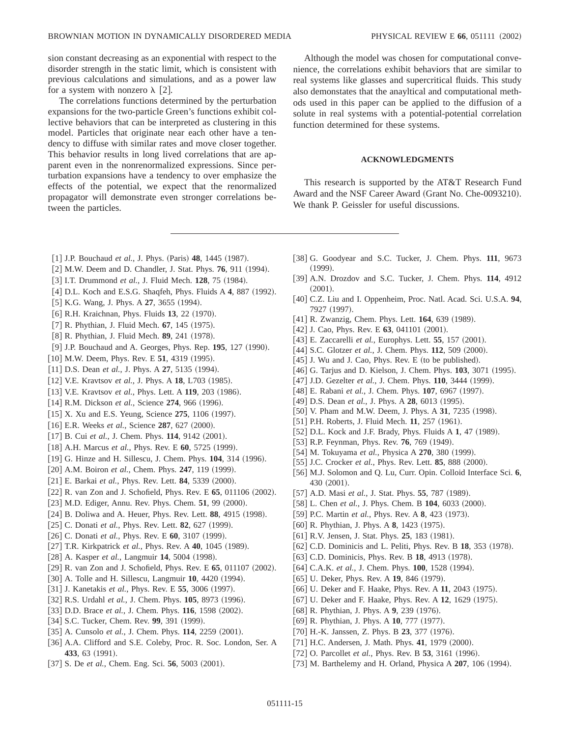sion constant decreasing as an exponential with respect to the disorder strength in the static limit, which is consistent with previous calculations and simulations, and as a power law for a system with nonzero $\lambda$ [2].

The correlations functions determined by the perturbation expansions for the two-particle Green's functions exhibit collective behaviors that can be interpreted as clustering in this model. Particles that originate near each other have a tendency to diffuse with similar rates and move closer together. This behavior results in long lived correlations that are apparent even in the nonrenormalized expressions. Since perturbation expansions have a tendency to over emphasize the effects of the potential, we expect that the renormalized propagator will demonstrate even stronger correlations between the particles.

Although the model was chosen for computational convenience, the correlations exhibit behaviors that are similar to real systems like glasses and supercritical fluids. This study also demonstates that the anayltical and computational methods used in this paper can be applied to the diffusion of a solute in real systems with a potential-potential correlation function determined for these systems.

## ACKNOWLEDGMENTS

This research is supported by the AT&T Research Fund Award and the NSF Career Award (Grant No. Che-0093210). We thank P. Geissler for useful discussions.

---

[1] J.P. Bouchaud *et al.*, J. Phys. (Paris) **48**, 1445 (1987).
[2] M.W. Deem and D. Chandler, J. Stat. Phys. **76**, 911 (1994).
[3] I.T. Drummond *et al.*, J. Fluid Mech. **128**, 75 (1984).
[4] D.L. Koch and E.S.G. Shaqfeh, Phys. Fluids A **4**, 887 (1992).
[5] K.G. Wang, J. Phys. A **27**, 3655 (1994).
[6] R.H. Kraichnan, Phys. Fluids **13**, 22 (1970).
[7] R. Phythian, J. Fluid Mech. **67**, 145 (1975).
[8] R. Phythian, J. Fluid Mech. **89**, 241 (1978).
[9] J.P. Bouchaud and A. Georges, Phys. Rep. **195**, 127 (1990).
[10] M.W. Deem, Phys. Rev. E **51**, 4319 (1995).
[11] D.S. Dean *et al.*, J. Phys. A **27**, 5135 (1994).
[12] V.E. Kravtsov *et al.*, J. Phys. A **18**, L703 (1985).
[13] V.E. Kravtsov *et al.*, Phys. Lett. A **119**, 203 (1986).
[14] R.M. Dickson *et al.*, Science **274**, 966 (1996).
[15] X. Xu and E.S. Yeung, Science **275**, 1106 (1997).
[16] E.R. Weeks *et al.*, Science **287**, 627 (2000).
[17] B. Cui *et al.*, J. Chem. Phys. **114**, 9142 (2001).
[18] A.H. Marcus *et al.*, Phys. Rev. E **60**, 5725 (1999).
[19] G. Hinze and H. Sillescu, J. Chem. Phys. **104**, 314 (1996).
[20] A.M. Boiron *et al.*, Chem. Phys. **247**, 119 (1999).
[21] E. Barkai *et al.*, Phys. Rev. Lett. **84**, 5339 (2000).
[22] R. van Zon and J. Schofield, Phys. Rev. E **65**, 011106 (2002).
[23] M.D. Ediger, Annu. Rev. Phys. Chem. **51**, 99 (2000).
[24] B. Doliwa and A. Heuer, Phys. Rev. Lett. **88**, 4915 (1998).
[25] C. Donati *et al.*, Phys. Rev. Lett. **82**, 627 (1999).
[26] C. Donati *et al.*, Phys. Rev. E **60**, 3107 (1999).
[27] T.R. Kirkpatrick *et al.*, Phys. Rev. A **40**, 1045 (1989).
[28] A. Kasper *et al.*, Langmuir **14**, 5004 (1998).
[29] R. van Zon and J. Schofield, Phys. Rev. E **65**, 011107 (2002).
[30] A. Tolle and H. Sillescu, Langmuir **10**, 4420 (1994).
[31] J. Kanetakis *et al.*, Phys. Rev. E **55**, 3006 (1997).
[32] R.S. Urdahl *et al.*, J. Chem. Phys. **105**, 8973 (1996).
[33] D.D. Brace *et al.*, J. Chem. Phys. **116**, 1598 (2002).
[34] S.C. Tucker, Chem. Rev. **99**, 391 (1999).
[35] A. Cunsolo *et al.*, J. Chem. Phys. **114**, 2259 (2001).
[36] A.A. Clifford and S.E. Coleby, Proc. R. Soc. London, Ser. A **433**, 63 (1991).
[37] S. De *et al.*, Chem. Eng. Sci. **56**, 5003 (2001).
[38] G. Goodyear and S.C. Tucker, J. Chem. Phys. **111**, 9673 (1999).
[39] A.N. Drozdov and S.C. Tucker, J. Chem. Phys. **114**, 4912 (2001).
[40] C.Z. Liu and I. Oppenheim, Proc. Natl. Acad. Sci. U.S.A. **94**, 7927 (1997).
[41] R. Zwanzig, Chem. Phys. Lett. **164**, 639 (1989).
[42] J. Cao, Phys. Rev. E **63**, 041101 (2001).
[43] E. Zaccarelli *et al.*, Europhys. Lett. **55**, 157 (2001).
[44] S.C. Glotzer *et al.*, J. Chem. Phys. **112**, 509 (2000).
[45] J. Wu and J. Cao, Phys. Rev. E (to be published).
[46] G. Tarjus and D. Kielson, J. Chem. Phys. **103**, 3071 (1995).
[47] J.D. Gezelter *et al.*, J. Chem. Phys. **110**, 3444 (1999).
[48] E. Rabani *et al.*, J. Chem. Phys. **107**, 6967 (1997).
[49] D.S. Dean *et al.*, J. Phys. A **28**, 6013 (1995).
[50] V. Pham and M.W. Deem, J. Phys. A **31**, 7235 (1998).
[51] P.H. Roberts, J. Fluid Mech. **11**, 257 (1961).
[52] D.L. Kock and J.F. Brady, Phys. Fluids A **1**, 47 (1989).
[53] R.P. Feynman, Phys. Rev. **76**, 769 (1949).
[54] M. Tokuyama *et al.*, Physica A **270**, 380 (1999).
[55] J.C. Crocker *et al.*, Phys. Rev. Lett. **85**, 888 (2000).
[56] M.J. Solomon and Q. Lu, Curr. Opin. Colloid Interface Sci. **6**, 430 (2001).
[57] A.D. Masi *et al.*, J. Stat. Phys. **55**, 787 (1989).
[58] L. Chen *et al.*, J. Phys. Chem. B **104**, 6033 (2000).
[59] P.C. Martin *et al.*, Phys. Rev. A **8**, 423 (1973).
[60] R. Phythian, J. Phys. A **8**, 1423 (1975).
[61] R.V. Jensen, J. Stat. Phys. **25**, 183 (1981).
[62] C.D. Dominicis and L. Peliti, Phys. Rev. B **18**, 353 (1978).
[63] C.D. Dominicis, Phys. Rev. B **18**, 4913 (1978).
[64] C.A.K. *et al.*, J. Chem. Phys. **100**, 1528 (1994).
[65] U. Deker, Phys. Rev. A **19**, 846 (1979).
[66] U. Deker and F. Haake, Phys. Rev. A **11**, 2043 (1975).
[67] U. Deker and F. Haake, Phys. Rev. A **12**, 1629 (1975).
[68] R. Phythian, J. Phys. A **9**, 239 (1976).
[69] R. Phythian, J. Phys. A **10**, 777 (1977).
[70] H.-K. Janssen, Z. Phys. B **23**, 377 (1976).
[71] H.C. Andersen, J. Math. Phys. **41**, 1979 (2000).
[72] O. Parcollet *et al.*, Phys. Rev. B **53**, 3161 (1996).
[73] M. Barthelemy and H. Orland, Physica A **207**, 106 (1994).